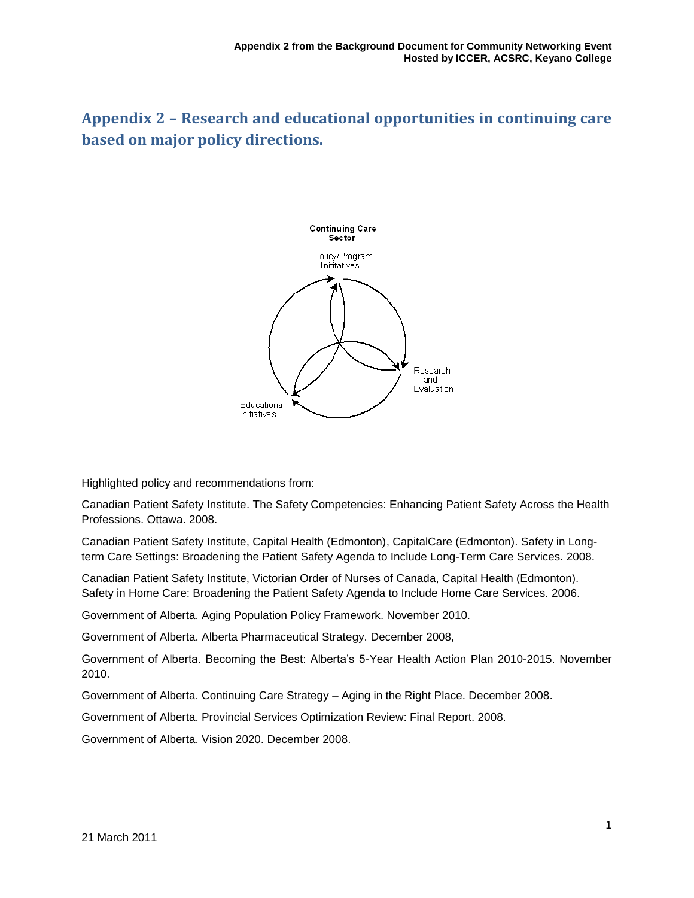# Appendix 2 – Research and educational opportunities in continuing care based on major policy directions.

Continuing Care Sector

Policy/Program Inititatives

Research and Evaluation

Educational Initiatives

Highlighted policy and recommendations from:

Canadian Patient Safety Institute. The Safety Competencies: Enhancing Patient Safety Across the Health Professions. Ottawa. 2008.

Canadian Patient Safety Institute, Capital Health (Edmonton), CapitalCare (Edmonton). Safety in Long-term Care Settings: Broadening the Patient Safety Agenda to Include Long-Term Care Services. 2008.

Canadian Patient Safety Institute, Victorian Order of Nurses of Canada, Capital Health (Edmonton). Safety in Home Care: Broadening the Patient Safety Agenda to Include Home Care Services. 2006.

Government of Alberta. Aging Population Policy Framework. November 2010.

Government of Alberta. Alberta Pharmaceutical Strategy. December 2008,

Government of Alberta. Becoming the Best: Alberta's 5-Year Health Action Plan 2010-2015. November 2010.

Government of Alberta. Continuing Care Strategy – Aging in the Right Place. December 2008.

Government of Alberta. Provincial Services Optimization Review: Final Report. 2008.

Government of Alberta. Vision 2020. December 2008.

21 March 2011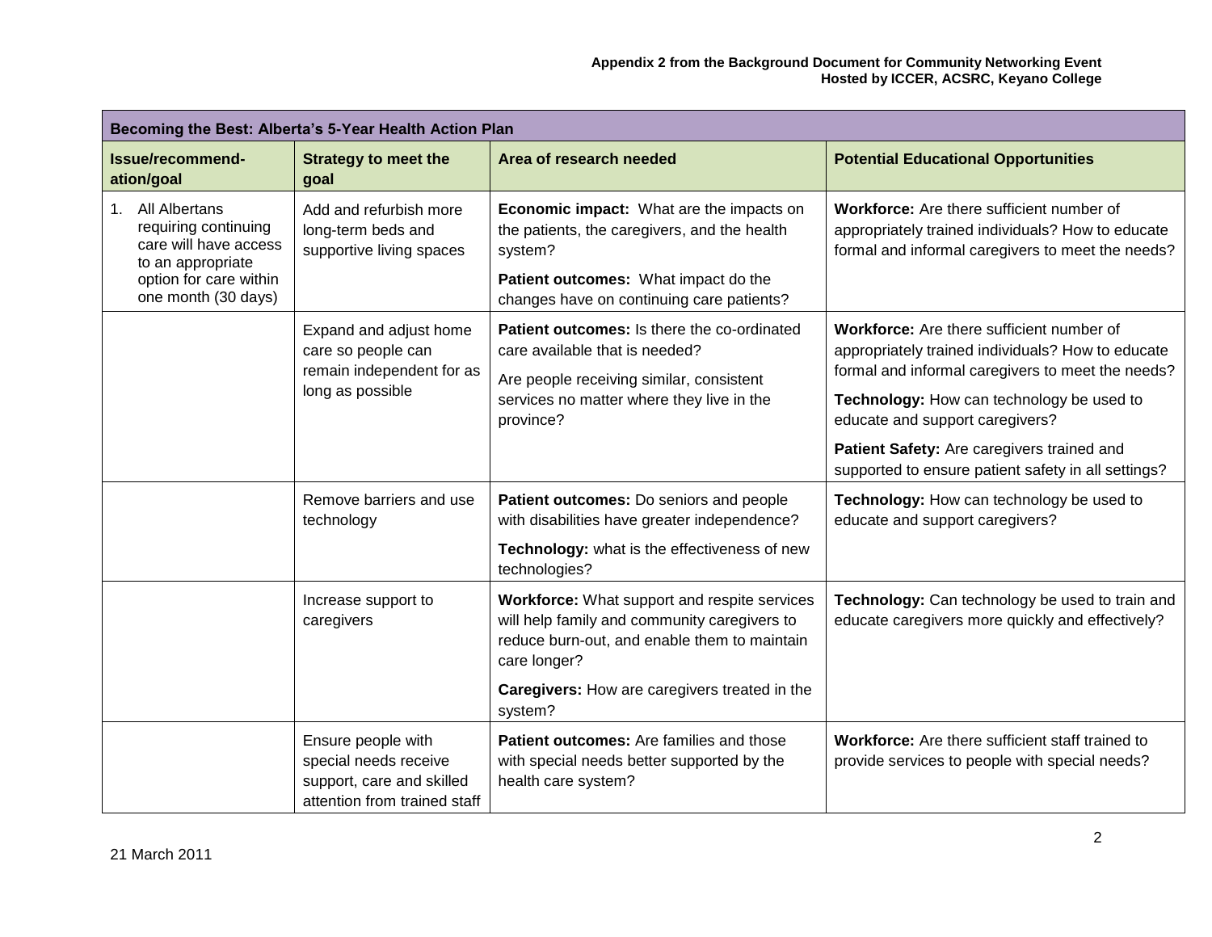| Becoming the Best: Alberta's 5-Year Health Action Plan | | | |
|---|---|---|---|
| **Issue/recommend-ation/goal** | **Strategy to meet the goal** | **Area of research needed** | **Potential Educational Opportunities** |
| 1. All Albertans requiring continuing care will have access to an appropriate option for care within one month (30 days) | Add and refurbish more long-term beds and supportive living spaces | **Economic impact:** What are the impacts on the patients, the caregivers, and the health system?<br><br>**Patient outcomes:** What impact do the changes have on continuing care patients? | **Workforce:** Are there sufficient number of appropriately trained individuals? How to educate formal and informal caregivers to meet the needs? |
| | Expand and adjust home care so people can remain independent for as long as possible | **Patient outcomes:** Is there the co-ordinated care available that is needed?<br><br>Are people receiving similar, consistent services no matter where they live in the province? | **Workforce:** Are there sufficient number of appropriately trained individuals? How to educate formal and informal caregivers to meet the needs?<br><br>**Technology:** How can technology be used to educate and support caregivers?<br><br>**Patient Safety:** Are caregivers trained and supported to ensure patient safety in all settings? |
| | Remove barriers and use technology | **Patient outcomes:** Do seniors and people with disabilities have greater independence?<br><br>**Technology:** what is the effectiveness of new technologies? | **Technology:** How can technology be used to educate and support caregivers? |
| | Increase support to caregivers | **Workforce:** What support and respite services will help family and community caregivers to reduce burn-out, and enable them to maintain care longer?<br><br>**Caregivers:** How are caregivers treated in the system? | **Technology:** Can technology be used to train and educate caregivers more quickly and effectively? |
| | Ensure people with special needs receive support, care and skilled attention from trained staff | **Patient outcomes:** Are families and those with special needs better supported by the health care system? | **Workforce:** Are there sufficient staff trained to provide services to people with special needs? |

21 March 2011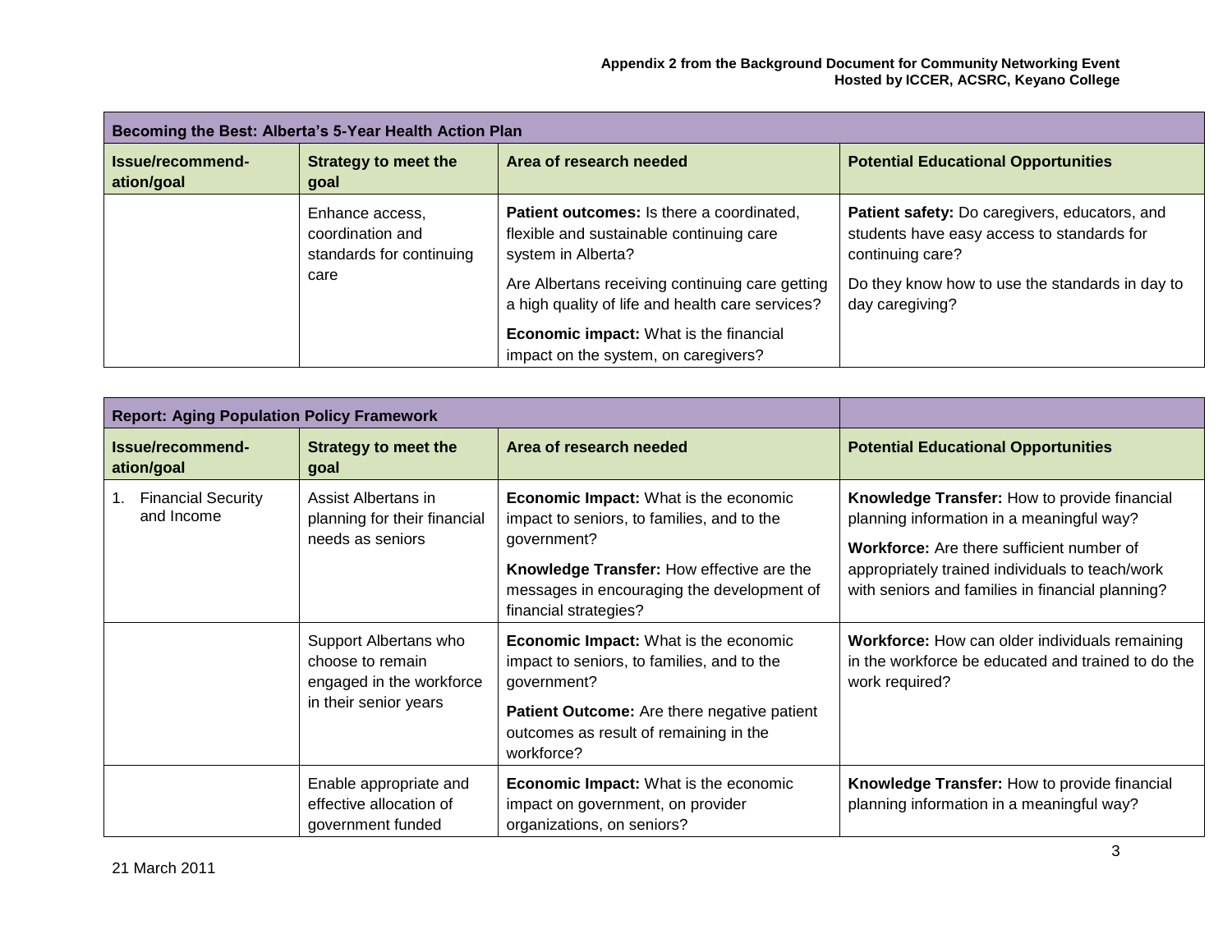| Becoming the Best: Alberta's 5-Year Health Action Plan | | | |
|---|---|---|---|
| **Issue/recommend-ation/goal** | **Strategy to meet the goal** | **Area of research needed** | **Potential Educational Opportunities** |
| | Enhance access, coordination and standards for continuing care | **Patient outcomes:** Is there a coordinated, flexible and sustainable continuing care system in Alberta?<br><br>Are Albertans receiving continuing care getting a high quality of life and health care services?<br><br>**Economic impact:** What is the financial impact on the system, on caregivers? | **Patient safety:** Do caregivers, educators, and students have easy access to standards for continuing care?<br><br>Do they know how to use the standards in day to day caregiving? |

| Report: Aging Population Policy Framework | | | |
|---|---|---|---|
| **Issue/recommend-ation/goal** | **Strategy to meet the goal** | **Area of research needed** | **Potential Educational Opportunities** |
| 1. Financial Security and Income | Assist Albertans in planning for their financial needs as seniors | **Economic Impact:** What is the economic impact to seniors, to families, and to the government?<br><br>**Knowledge Transfer:** How effective are the messages in encouraging the development of financial strategies? | **Knowledge Transfer:** How to provide financial planning information in a meaningful way?<br><br>**Workforce:** Are there sufficient number of appropriately trained individuals to teach/work with seniors and families in financial planning? |
| | Support Albertans who choose to remain engaged in the workforce in their senior years | **Economic Impact:** What is the economic impact to seniors, to families, and to the government?<br><br>**Patient Outcome:** Are there negative patient outcomes as result of remaining in the workforce? | **Workforce:** How can older individuals remaining in the workforce be educated and trained to do the work required? |
| | Enable appropriate and effective allocation of government funded | **Economic Impact:** What is the economic impact on government, on provider organizations, on seniors? | **Knowledge Transfer:** How to provide financial planning information in a meaningful way? |

21 March 2011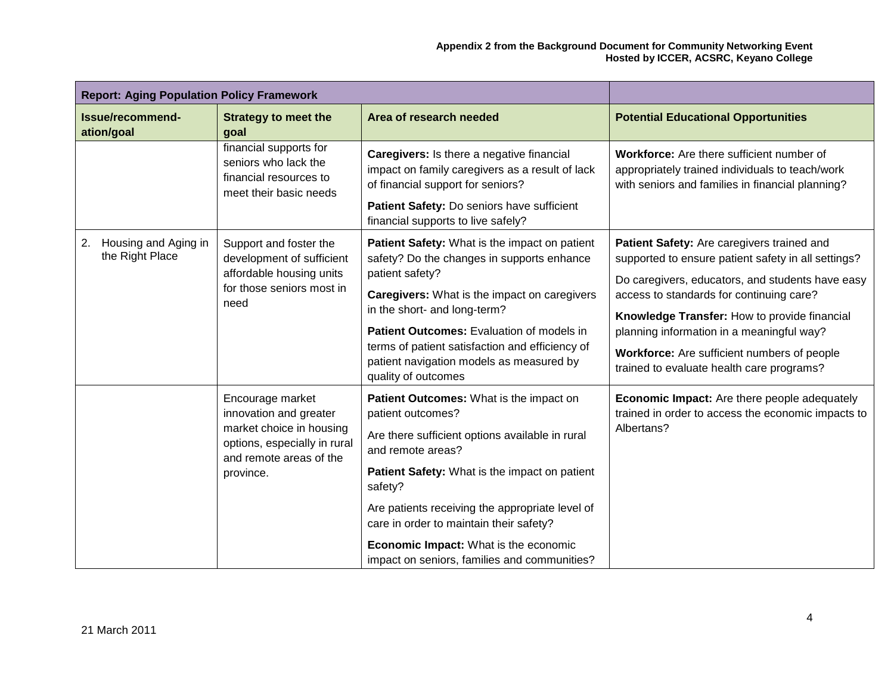| Report: Aging Population Policy Framework | | | |
|---|---|---|---|
| **Issue/recommend-ation/goal** | **Strategy to meet the goal** | **Area of research needed** | **Potential Educational Opportunities** |
| | financial supports for seniors who lack the financial resources to meet their basic needs | **Caregivers:** Is there a negative financial impact on family caregivers as a result of lack of financial support for seniors?<br><br>**Patient Safety:** Do seniors have sufficient financial supports to live safely? | **Workforce:** Are there sufficient number of appropriately trained individuals to teach/work with seniors and families in financial planning? |
| 2. Housing and Aging in the Right Place | Support and foster the development of sufficient affordable housing units for those seniors most in need | **Patient Safety:** What is the impact on patient safety? Do the changes in supports enhance patient safety?<br><br>**Caregivers:** What is the impact on caregivers in the short- and long-term?<br><br>**Patient Outcomes:** Evaluation of models in terms of patient satisfaction and efficiency of patient navigation models as measured by quality of outcomes | **Patient Safety:** Are caregivers trained and supported to ensure patient safety in all settings?<br><br>Do caregivers, educators, and students have easy access to standards for continuing care?<br><br>**Knowledge Transfer:** How to provide financial planning information in a meaningful way?<br><br>**Workforce:** Are sufficient numbers of people trained to evaluate health care programs? |
| | Encourage market innovation and greater market choice in housing options, especially in rural and remote areas of the province. | **Patient Outcomes:** What is the impact on patient outcomes?<br><br>Are there sufficient options available in rural and remote areas?<br><br>**Patient Safety:** What is the impact on patient safety?<br><br>Are patients receiving the appropriate level of care in order to maintain their safety?<br><br>**Economic Impact:** What is the economic impact on seniors, families and communities? | **Economic Impact:** Are there people adequately trained in order to access the economic impacts to Albertans? |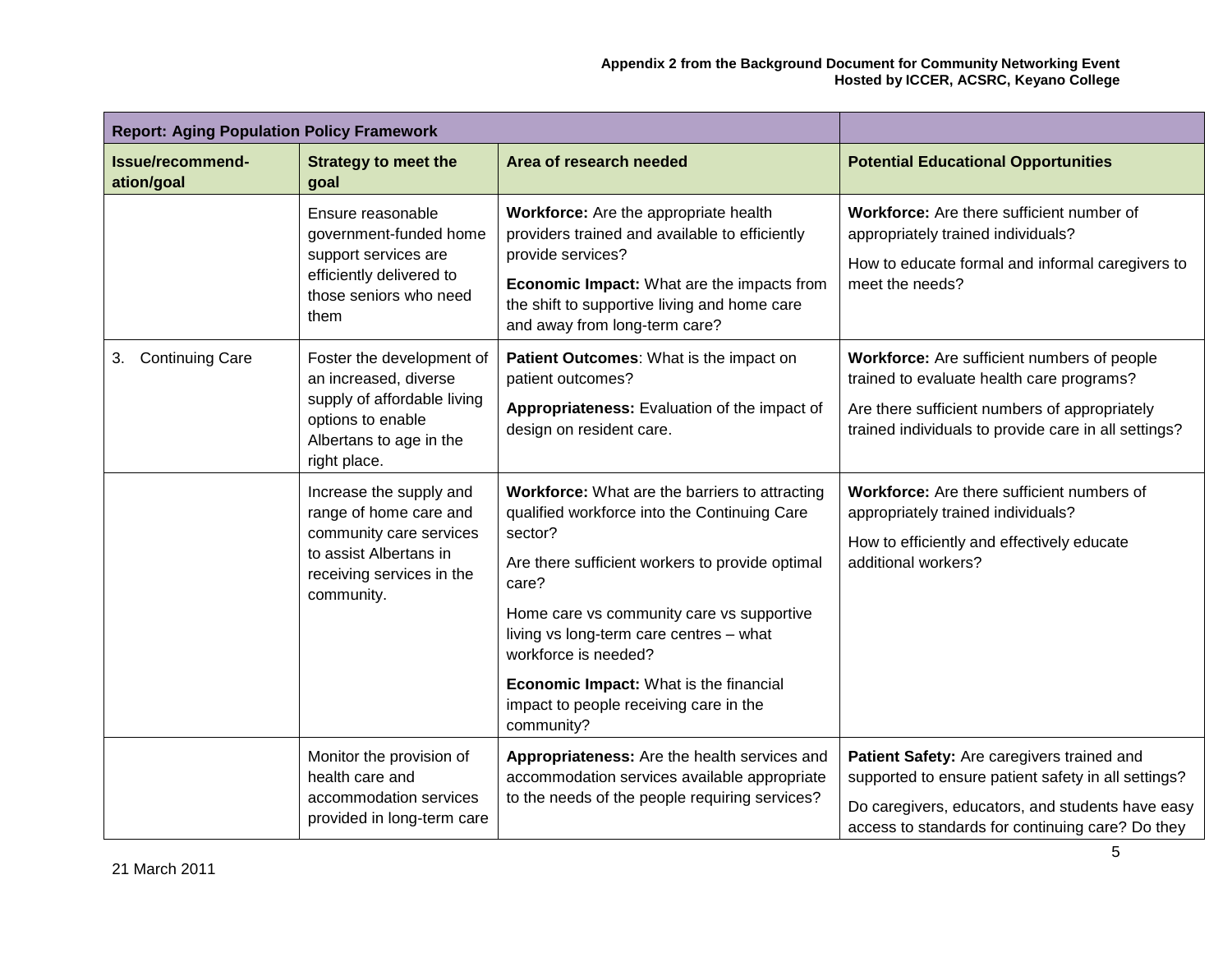| Report: Aging Population Policy Framework | | | |
|---|---|---|---|
| **Issue/recommend-ation/goal** | **Strategy to meet the goal** | **Area of research needed** | **Potential Educational Opportunities** |
| | Ensure reasonable government-funded home support services are efficiently delivered to those seniors who need them | **Workforce:** Are the appropriate health providers trained and available to efficiently provide services?<br><br>**Economic Impact:** What are the impacts from the shift to supportive living and home care and away from long-term care? | **Workforce:** Are there sufficient number of appropriately trained individuals?<br><br>How to educate formal and informal caregivers to meet the needs? |
| 3. Continuing Care | Foster the development of an increased, diverse supply of affordable living options to enable Albertans to age in the right place. | **Patient Outcomes**: What is the impact on patient outcomes?<br><br>**Appropriateness:** Evaluation of the impact of design on resident care. | **Workforce:** Are sufficient numbers of people trained to evaluate health care programs?<br><br>Are there sufficient numbers of appropriately trained individuals to provide care in all settings? |
| | Increase the supply and range of home care and community care services to assist Albertans in receiving services in the community. | **Workforce:** What are the barriers to attracting qualified workforce into the Continuing Care sector?<br><br>Are there sufficient workers to provide optimal care?<br><br>Home care vs community care vs supportive living vs long-term care centres – what workforce is needed?<br><br>**Economic Impact:** What is the financial impact to people receiving care in the community? | **Workforce:** Are there sufficient numbers of appropriately trained individuals?<br><br>How to efficiently and effectively educate additional workers? |
| | Monitor the provision of health care and accommodation services provided in long-term care | **Appropriateness:** Are the health services and accommodation services available appropriate to the needs of the people requiring services? | **Patient Safety:** Are caregivers trained and supported to ensure patient safety in all settings?<br><br>Do caregivers, educators, and students have easy access to standards for continuing care? Do they |

21 March 2011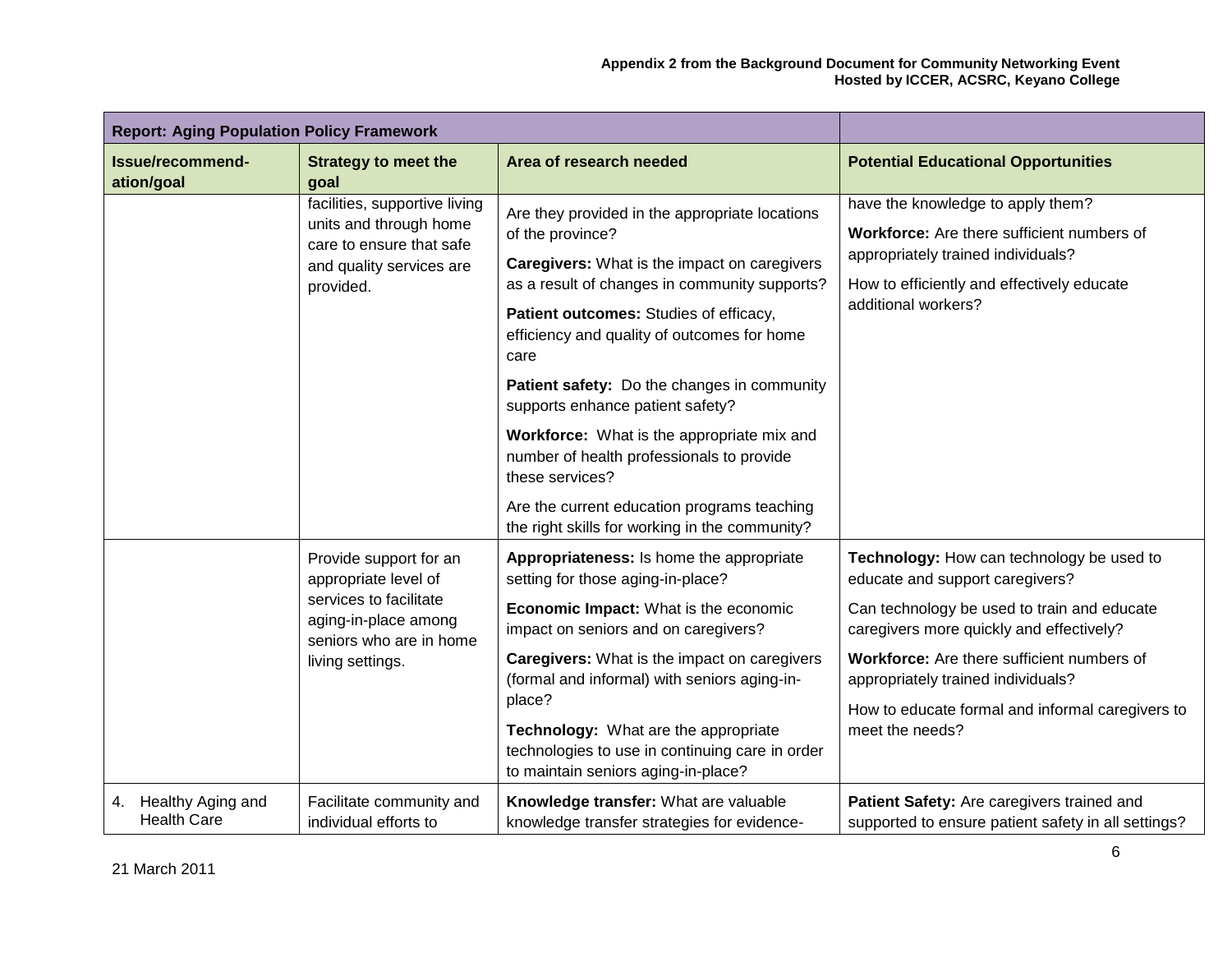| Report: Aging Population Policy Framework | | | |
|---|---|---|---|
| **Issue/recommend-ation/goal** | **Strategy to meet the goal** | **Area of research needed** | **Potential Educational Opportunities** |
| | facilities, supportive living units and through home care to ensure that safe and quality services are provided. | Are they provided in the appropriate locations of the province?<br><br>**Caregivers:** What is the impact on caregivers as a result of changes in community supports?<br><br>**Patient outcomes:** Studies of efficacy, efficiency and quality of outcomes for home care<br><br>**Patient safety:** Do the changes in community supports enhance patient safety?<br><br>**Workforce:** What is the appropriate mix and number of health professionals to provide these services?<br><br>Are the current education programs teaching the right skills for working in the community? | have the knowledge to apply them?<br><br>**Workforce:** Are there sufficient numbers of appropriately trained individuals?<br><br>How to efficiently and effectively educate additional workers? |
| | Provide support for an appropriate level of services to facilitate aging-in-place among seniors who are in home living settings. | **Appropriateness:** Is home the appropriate setting for those aging-in-place?<br><br>**Economic Impact:** What is the economic impact on seniors and on caregivers?<br><br>**Caregivers:** What is the impact on caregivers (formal and informal) with seniors aging-in-place?<br><br>**Technology:** What are the appropriate technologies to use in continuing care in order to maintain seniors aging-in-place? | **Technology:** How can technology be used to educate and support caregivers?<br><br>Can technology be used to train and educate caregivers more quickly and effectively?<br><br>**Workforce:** Are there sufficient numbers of appropriately trained individuals?<br><br>How to educate formal and informal caregivers to meet the needs? |
| 4. Healthy Aging and Health Care | Facilitate community and individual efforts to | **Knowledge transfer:** What are valuable knowledge transfer strategies for evidence- | **Patient Safety:** Are caregivers trained and supported to ensure patient safety in all settings? |

21 March 2011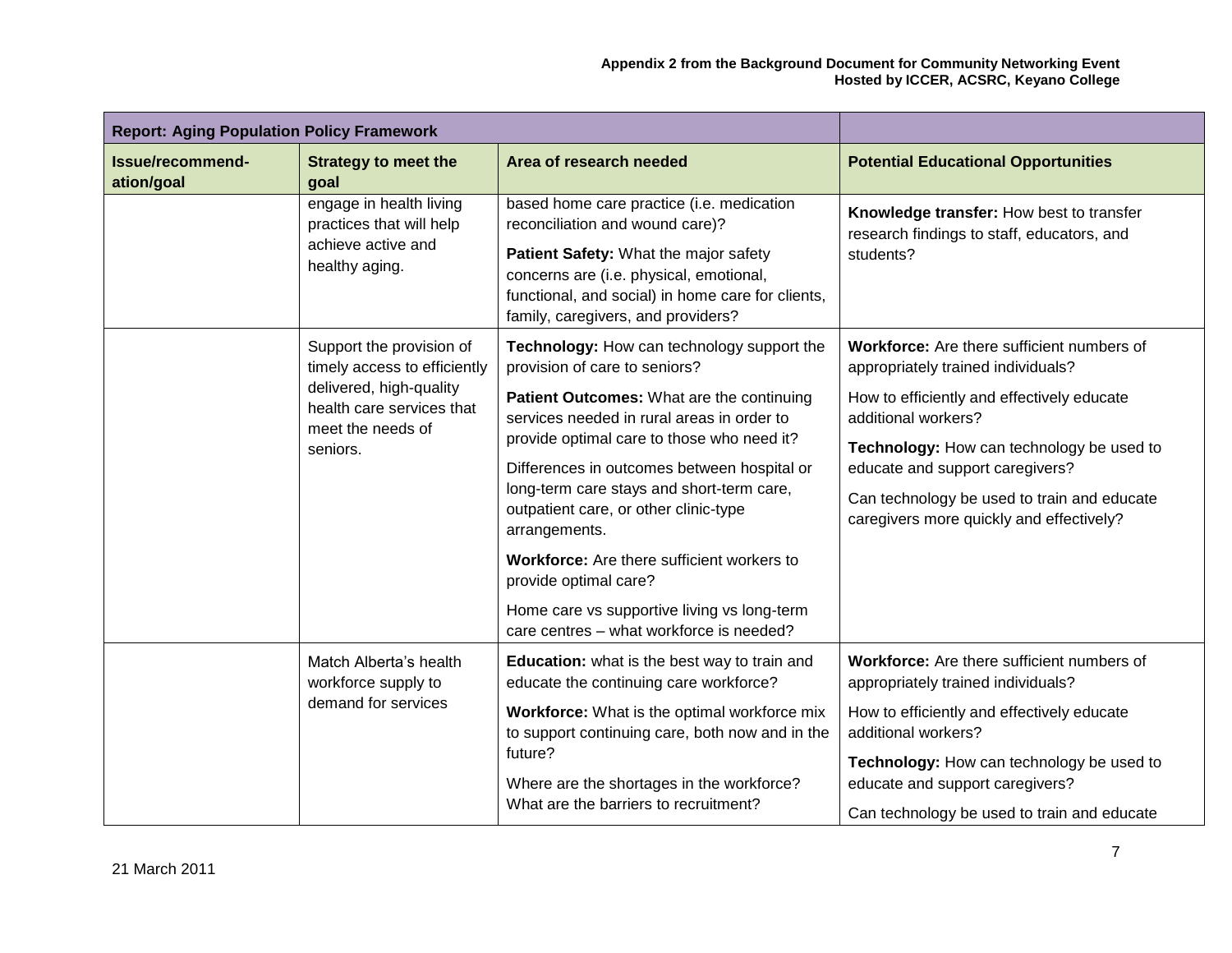| Report: Aging Population Policy Framework | | | |
|---|---|---|---|
| **Issue/recommend-ation/goal** | **Strategy to meet the goal** | **Area of research needed** | **Potential Educational Opportunities** |
| | engage in health living practices that will help achieve active and healthy aging. | based home care practice (i.e. medication reconciliation and wound care)?<br><br>**Patient Safety:** What the major safety concerns are (i.e. physical, emotional, functional, and social) in home care for clients, family, caregivers, and providers? | **Knowledge transfer:** How best to transfer research findings to staff, educators, and students? |
| | Support the provision of timely access to efficiently delivered, high-quality health care services that meet the needs of seniors. | **Technology:** How can technology support the provision of care to seniors?<br><br>**Patient Outcomes:** What are the continuing services needed in rural areas in order to provide optimal care to those who need it?<br><br>Differences in outcomes between hospital or long-term care stays and short-term care, outpatient care, or other clinic-type arrangements.<br><br>**Workforce:** Are there sufficient workers to provide optimal care?<br><br>Home care vs supportive living vs long-term care centres – what workforce is needed? | **Workforce:** Are there sufficient numbers of appropriately trained individuals?<br><br>How to efficiently and effectively educate additional workers?<br><br>**Technology:** How can technology be used to educate and support caregivers?<br><br>Can technology be used to train and educate caregivers more quickly and effectively? |
| | Match Alberta's health workforce supply to demand for services | **Education:** what is the best way to train and educate the continuing care workforce?<br><br>**Workforce:** What is the optimal workforce mix to support continuing care, both now and in the future?<br><br>Where are the shortages in the workforce? What are the barriers to recruitment? | **Workforce:** Are there sufficient numbers of appropriately trained individuals?<br><br>How to efficiently and effectively educate additional workers?<br><br>**Technology:** How can technology be used to educate and support caregivers?<br><br>Can technology be used to train and educate |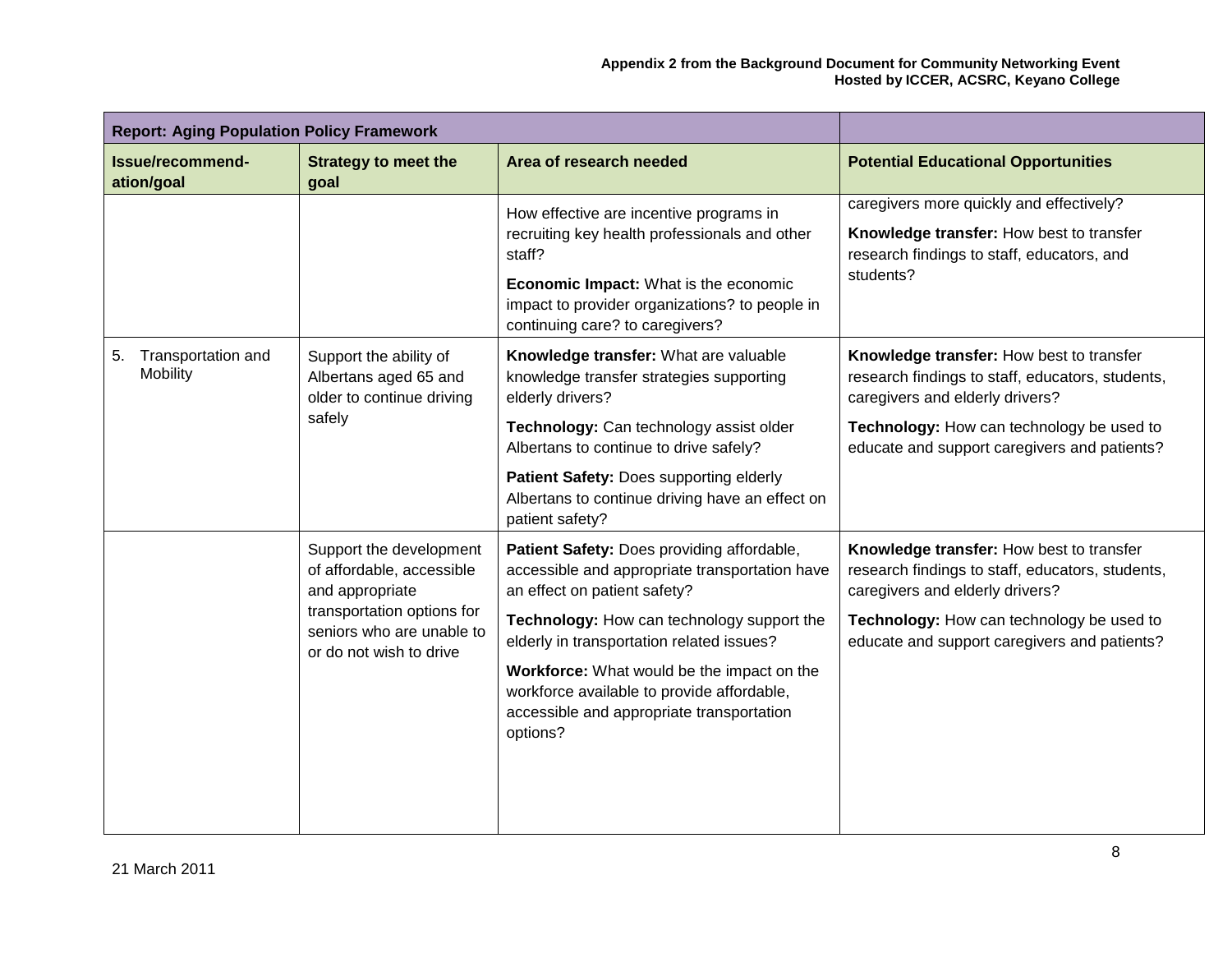| Report: Aging Population Policy Framework | | | |
|---|---|---|---|
| **Issue/recommend-ation/goal** | **Strategy to meet the goal** | **Area of research needed** | **Potential Educational Opportunities** |
| | | How effective are incentive programs in recruiting key health professionals and other staff?<br><br>**Economic Impact:** What is the economic impact to provider organizations? to people in continuing care? to caregivers? | caregivers more quickly and effectively?<br><br>**Knowledge transfer:** How best to transfer research findings to staff, educators, and students? |
| 5. Transportation and Mobility | Support the ability of Albertans aged 65 and older to continue driving safely | **Knowledge transfer:** What are valuable knowledge transfer strategies supporting elderly drivers?<br><br>**Technology:** Can technology assist older Albertans to continue to drive safely?<br><br>**Patient Safety:** Does supporting elderly Albertans to continue driving have an effect on patient safety? | **Knowledge transfer:** How best to transfer research findings to staff, educators, students, caregivers and elderly drivers?<br><br>**Technology:** How can technology be used to educate and support caregivers and patients? |
| | Support the development of affordable, accessible and appropriate transportation options for seniors who are unable to or do not wish to drive | **Patient Safety:** Does providing affordable, accessible and appropriate transportation have an effect on patient safety?<br><br>**Technology:** How can technology support the elderly in transportation related issues?<br><br>**Workforce:** What would be the impact on the workforce available to provide affordable, accessible and appropriate transportation options? | **Knowledge transfer:** How best to transfer research findings to staff, educators, students, caregivers and elderly drivers?<br><br>**Technology:** How can technology be used to educate and support caregivers and patients? |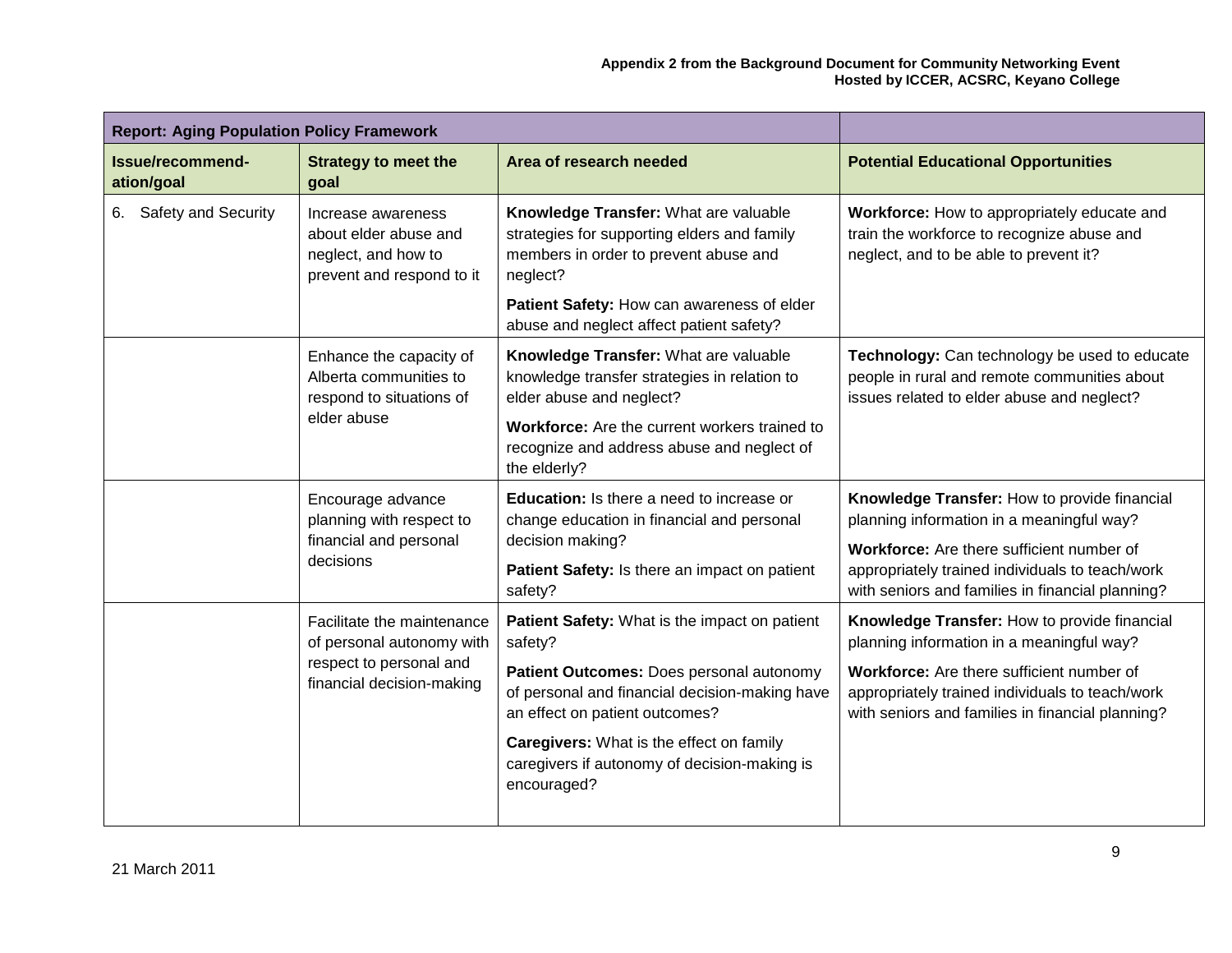| Report: Aging Population Policy Framework | | | |
|---|---|---|---|
| **Issue/recommend-ation/goal** | **Strategy to meet the goal** | **Area of research needed** | **Potential Educational Opportunities** |
| 6. Safety and Security | Increase awareness about elder abuse and neglect, and how to prevent and respond to it | **Knowledge Transfer:** What are valuable strategies for supporting elders and family members in order to prevent abuse and neglect?<br><br>**Patient Safety:** How can awareness of elder abuse and neglect affect patient safety? | **Workforce:** How to appropriately educate and train the workforce to recognize abuse and neglect, and to be able to prevent it? |
| | Enhance the capacity of Alberta communities to respond to situations of elder abuse | **Knowledge Transfer:** What are valuable knowledge transfer strategies in relation to elder abuse and neglect?<br><br>**Workforce:** Are the current workers trained to recognize and address abuse and neglect of the elderly? | **Technology:** Can technology be used to educate people in rural and remote communities about issues related to elder abuse and neglect? |
| | Encourage advance planning with respect to financial and personal decisions | **Education:** Is there a need to increase or change education in financial and personal decision making?<br><br>**Patient Safety:** Is there an impact on patient safety? | **Knowledge Transfer:** How to provide financial planning information in a meaningful way?<br><br>**Workforce:** Are there sufficient number of appropriately trained individuals to teach/work with seniors and families in financial planning? |
| | Facilitate the maintenance of personal autonomy with respect to personal and financial decision-making | **Patient Safety:** What is the impact on patient safety?<br><br>**Patient Outcomes:** Does personal autonomy of personal and financial decision-making have an effect on patient outcomes?<br><br>**Caregivers:** What is the effect on family caregivers if autonomy of decision-making is encouraged? | **Knowledge Transfer:** How to provide financial planning information in a meaningful way?<br><br>**Workforce:** Are there sufficient number of appropriately trained individuals to teach/work with seniors and families in financial planning? |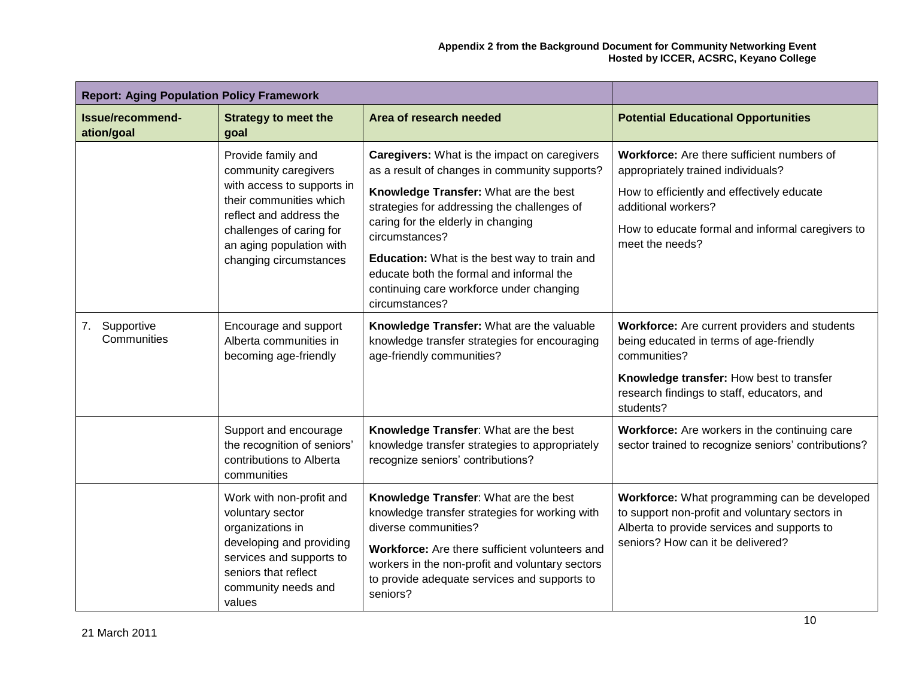| Report: Aging Population Policy Framework | | | |
|---|---|---|---|
| **Issue/recommend-ation/goal** | **Strategy to meet the goal** | **Area of research needed** | **Potential Educational Opportunities** |
| | Provide family and community caregivers with access to supports in their communities which reflect and address the challenges of caring for an aging population with changing circumstances | **Caregivers:** What is the impact on caregivers as a result of changes in community supports?<br><br>**Knowledge Transfer:** What are the best strategies for addressing the challenges of caring for the elderly in changing circumstances?<br><br>**Education:** What is the best way to train and educate both the formal and informal the continuing care workforce under changing circumstances? | **Workforce:** Are there sufficient numbers of appropriately trained individuals?<br><br>How to efficiently and effectively educate additional workers?<br><br>How to educate formal and informal caregivers to meet the needs? |
| 7. Supportive Communities | Encourage and support Alberta communities in becoming age-friendly | **Knowledge Transfer:** What are the valuable knowledge transfer strategies for encouraging age-friendly communities? | **Workforce:** Are current providers and students being educated in terms of age-friendly communities?<br><br>**Knowledge transfer:** How best to transfer research findings to staff, educators, and students? |
| | Support and encourage the recognition of seniors' contributions to Alberta communities | **Knowledge Transfer**: What are the best knowledge transfer strategies to appropriately recognize seniors' contributions? | **Workforce:** Are workers in the continuing care sector trained to recognize seniors' contributions? |
| | Work with non-profit and voluntary sector organizations in developing and providing services and supports to seniors that reflect community needs and values | **Knowledge Transfer**: What are the best knowledge transfer strategies for working with diverse communities?<br><br>**Workforce:** Are there sufficient volunteers and workers in the non-profit and voluntary sectors to provide adequate services and supports to seniors? | **Workforce:** What programming can be developed to support non-profit and voluntary sectors in Alberta to provide services and supports to seniors? How can it be delivered? |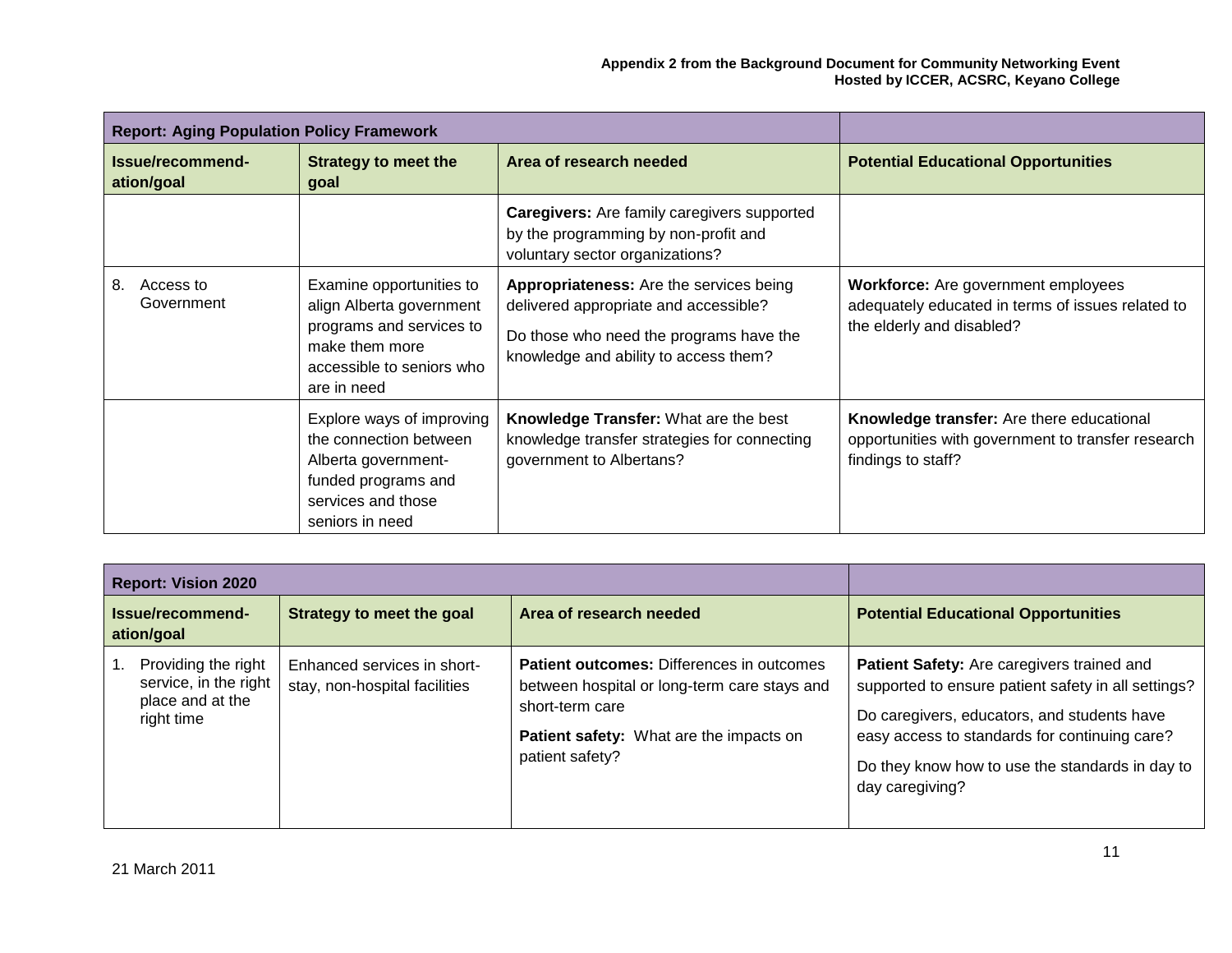| Report: Aging Population Policy Framework | | | |
|---|---|---|---|
| **Issue/recommend-ation/goal** | **Strategy to meet the goal** | **Area of research needed** | **Potential Educational Opportunities** |
| | | **Caregivers:** Are family caregivers supported by the programming by non-profit and voluntary sector organizations? | |
| 8. Access to Government | Examine opportunities to align Alberta government programs and services to make them more accessible to seniors who are in need | **Appropriateness:** Are the services being delivered appropriate and accessible?<br><br>Do those who need the programs have the knowledge and ability to access them? | **Workforce:** Are government employees adequately educated in terms of issues related to the elderly and disabled? |
| | Explore ways of improving the connection between Alberta government-funded programs and services and those seniors in need | **Knowledge Transfer:** What are the best knowledge transfer strategies for connecting government to Albertans? | **Knowledge transfer:** Are there educational opportunities with government to transfer research findings to staff? |

| Report: Vision 2020 | | | |
|---|---|---|---|
| **Issue/recommend-ation/goal** | **Strategy to meet the goal** | **Area of research needed** | **Potential Educational Opportunities** |
| 1. Providing the right service, in the right place and at the right time | Enhanced services in short-stay, non-hospital facilities | **Patient outcomes:** Differences in outcomes between hospital or long-term care stays and short-term care<br><br>**Patient safety:** What are the impacts on patient safety? | **Patient Safety:** Are caregivers trained and supported to ensure patient safety in all settings?<br><br>Do caregivers, educators, and students have easy access to standards for continuing care?<br><br>Do they know how to use the standards in day to day caregiving? |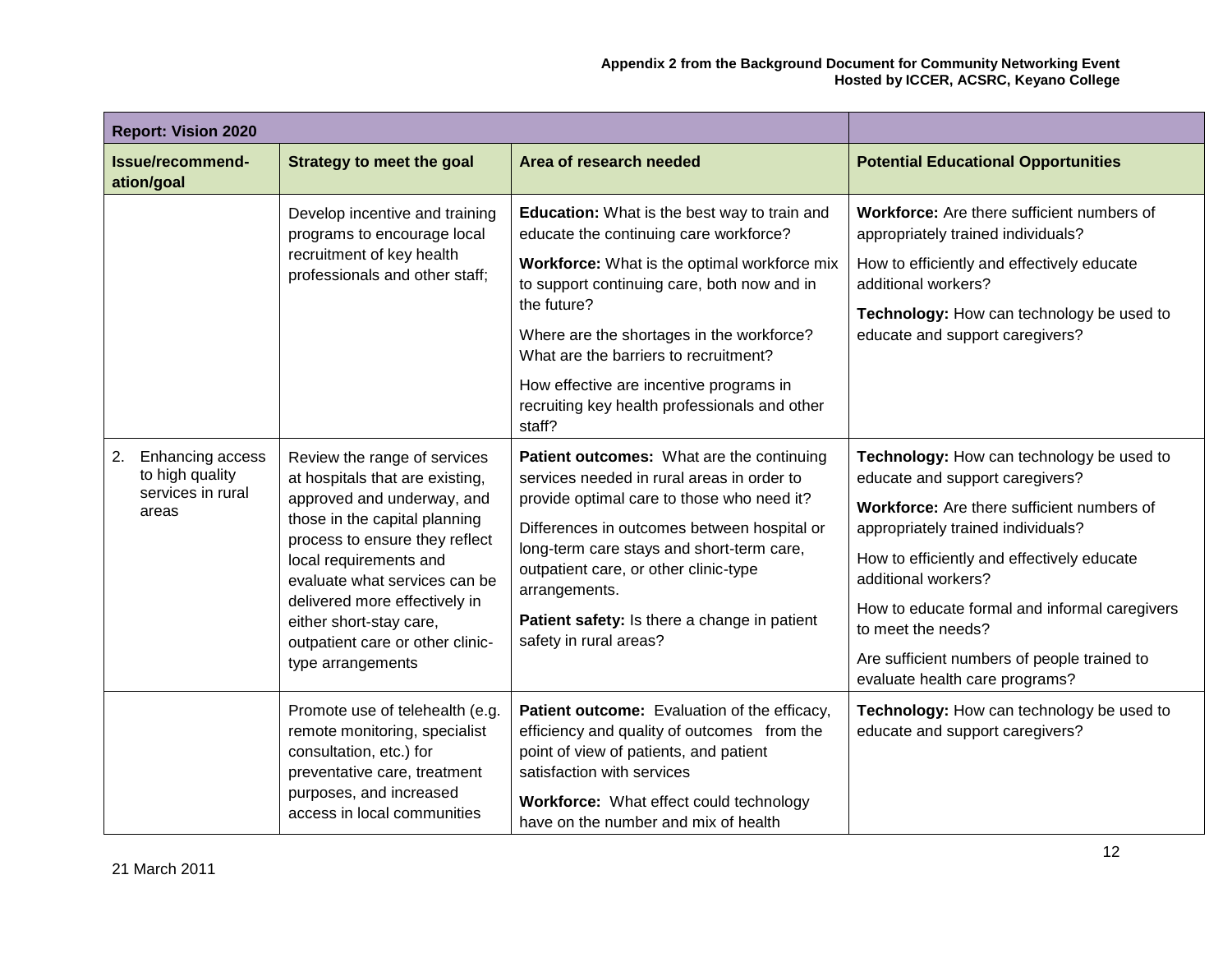| Report: Vision 2020 | | | |
|---|---|---|---|
| **Issue/recommend-ation/goal** | **Strategy to meet the goal** | **Area of research needed** | **Potential Educational Opportunities** |
| | Develop incentive and training programs to encourage local recruitment of key health professionals and other staff; | **Education:** What is the best way to train and educate the continuing care workforce?<br><br>**Workforce:** What is the optimal workforce mix to support continuing care, both now and in the future?<br><br>Where are the shortages in the workforce? What are the barriers to recruitment?<br><br>How effective are incentive programs in recruiting key health professionals and other staff? | **Workforce:** Are there sufficient numbers of appropriately trained individuals?<br><br>How to efficiently and effectively educate additional workers?<br><br>**Technology:** How can technology be used to educate and support caregivers? |
| 2. Enhancing access to high quality services in rural areas | Review the range of services at hospitals that are existing, approved and underway, and those in the capital planning process to ensure they reflect local requirements and evaluate what services can be delivered more effectively in either short-stay care, outpatient care or other clinic-type arrangements | **Patient outcomes:** What are the continuing services needed in rural areas in order to provide optimal care to those who need it?<br><br>Differences in outcomes between hospital or long-term care stays and short-term care, outpatient care, or other clinic-type arrangements.<br><br>**Patient safety:** Is there a change in patient safety in rural areas? | **Technology:** How can technology be used to educate and support caregivers?<br><br>**Workforce:** Are there sufficient numbers of appropriately trained individuals?<br><br>How to efficiently and effectively educate additional workers?<br><br>How to educate formal and informal caregivers to meet the needs?<br><br>Are sufficient numbers of people trained to evaluate health care programs? |
| | Promote use of telehealth (e.g. remote monitoring, specialist consultation, etc.) for preventative care, treatment purposes, and increased access in local communities | **Patient outcome:** Evaluation of the efficacy, efficiency and quality of outcomes from the point of view of patients, and patient satisfaction with services<br><br>**Workforce:** What effect could technology have on the number and mix of health | **Technology:** How can technology be used to educate and support caregivers? |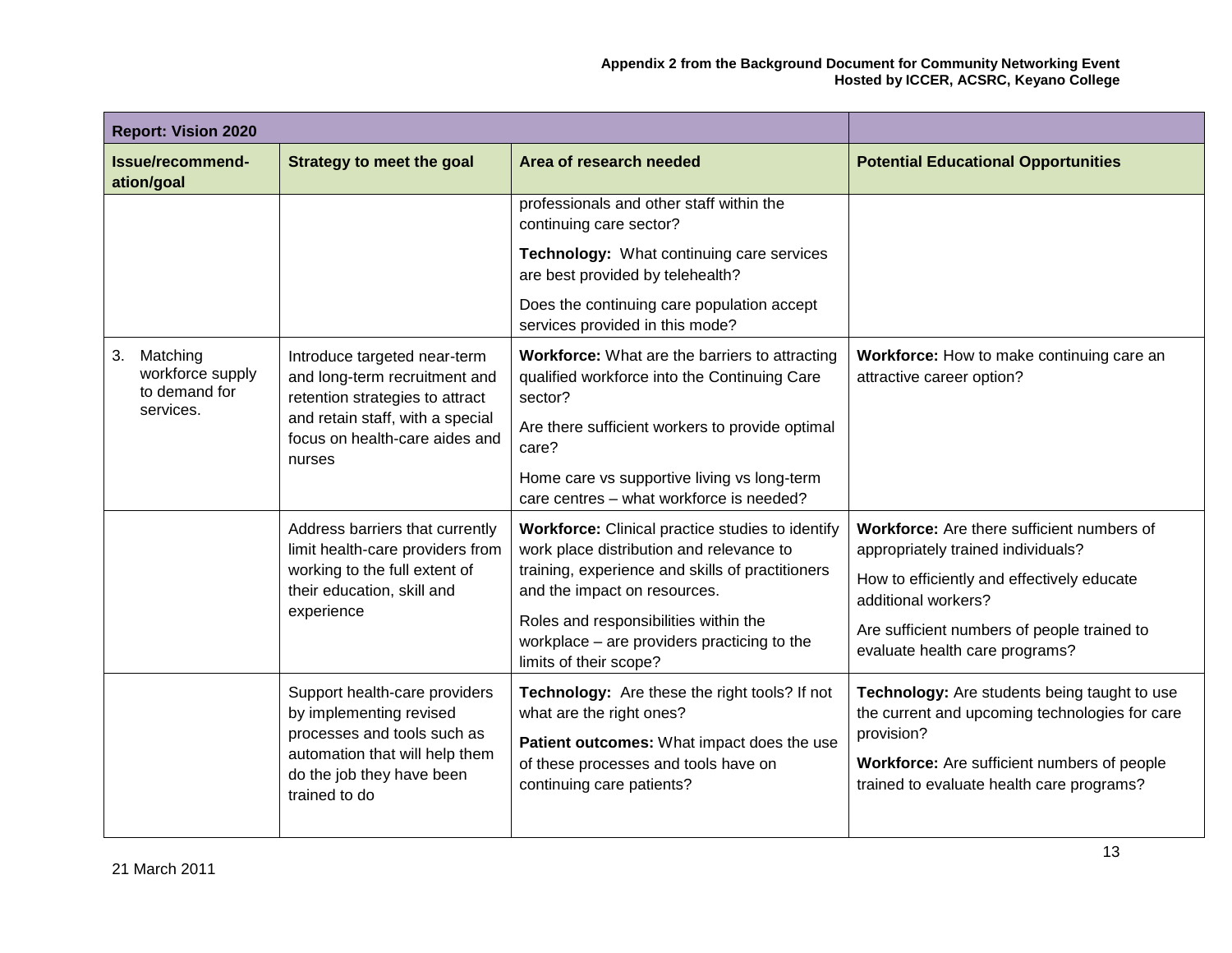| Report: Vision 2020 | | | |
|---|---|---|---|
| **Issue/recommend-ation/goal** | **Strategy to meet the goal** | **Area of research needed** | **Potential Educational Opportunities** |
| | | professionals and other staff within the continuing care sector?<br><br>**Technology:** What continuing care services are best provided by telehealth?<br><br>Does the continuing care population accept services provided in this mode? | |
| 3. Matching workforce supply to demand for services. | Introduce targeted near-term and long-term recruitment and retention strategies to attract and retain staff, with a special focus on health-care aides and nurses | **Workforce:** What are the barriers to attracting qualified workforce into the Continuing Care sector?<br><br>Are there sufficient workers to provide optimal care?<br><br>Home care vs supportive living vs long-term care centres – what workforce is needed? | **Workforce:** How to make continuing care an attractive career option? |
| | Address barriers that currently limit health-care providers from working to the full extent of their education, skill and experience | **Workforce:** Clinical practice studies to identify work place distribution and relevance to training, experience and skills of practitioners and the impact on resources.<br><br>Roles and responsibilities within the workplace – are providers practicing to the limits of their scope? | **Workforce:** Are there sufficient numbers of appropriately trained individuals?<br><br>How to efficiently and effectively educate additional workers?<br><br>Are sufficient numbers of people trained to evaluate health care programs? |
| | Support health-care providers by implementing revised processes and tools such as automation that will help them do the job they have been trained to do | **Technology:** Are these the right tools? If not what are the right ones?<br><br>**Patient outcomes:** What impact does the use of these processes and tools have on continuing care patients? | **Technology:** Are students being taught to use the current and upcoming technologies for care provision?<br><br>**Workforce:** Are sufficient numbers of people trained to evaluate health care programs? |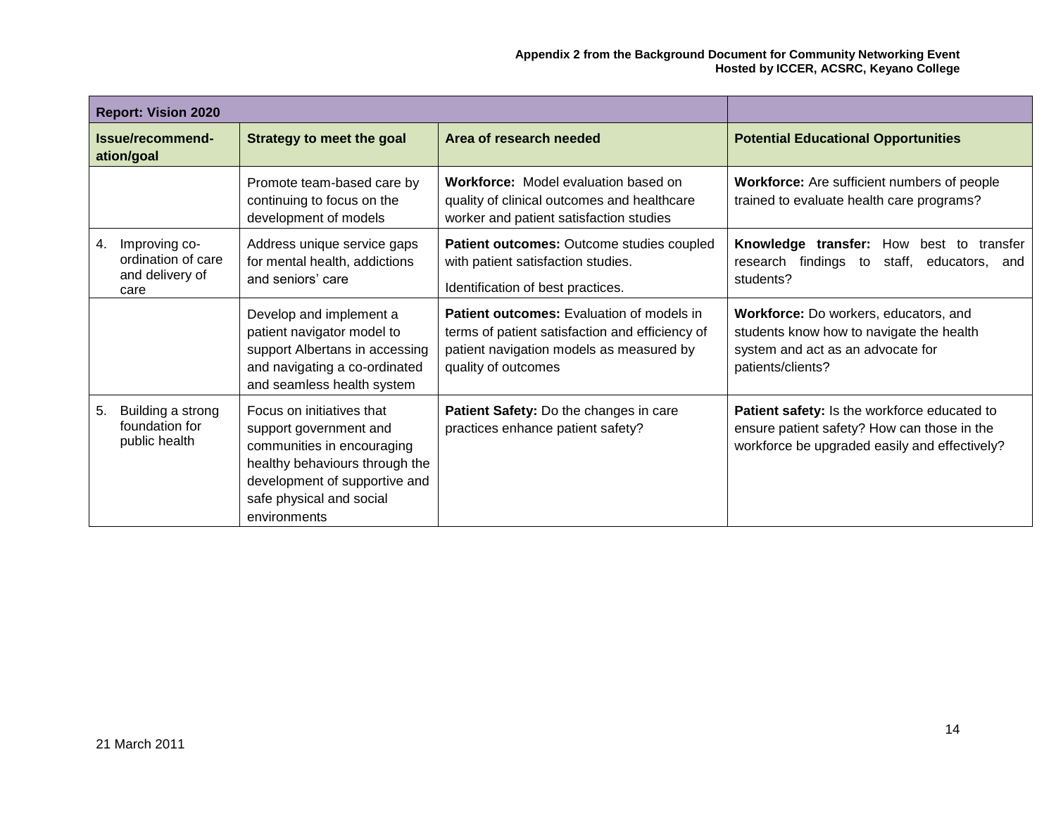| Report: Vision 2020 | | | |
|---|---|---|---|
| **Issue/recommend-ation/goal** | **Strategy to meet the goal** | **Area of research needed** | **Potential Educational Opportunities** |
| | Promote team-based care by continuing to focus on the development of models | **Workforce:** Model evaluation based on quality of clinical outcomes and healthcare worker and patient satisfaction studies | **Workforce:** Are sufficient numbers of people trained to evaluate health care programs? |
| 4. Improving co-ordination of care and delivery of care | Address unique service gaps for mental health, addictions and seniors' care | **Patient outcomes:** Outcome studies coupled with patient satisfaction studies. Identification of best practices. | **Knowledge transfer:** How best to transfer research findings to staff, educators, and students? |
| | Develop and implement a patient navigator model to support Albertans in accessing and navigating a co-ordinated and seamless health system | **Patient outcomes:** Evaluation of models in terms of patient satisfaction and efficiency of patient navigation models as measured by quality of outcomes | **Workforce:** Do workers, educators, and students know how to navigate the health system and act as an advocate for patients/clients? |
| 5. Building a strong foundation for public health | Focus on initiatives that support government and communities in encouraging healthy behaviours through the development of supportive and safe physical and social environments | **Patient Safety:** Do the changes in care practices enhance patient safety? | **Patient safety:** Is the workforce educated to ensure patient safety? How can those in the workforce be upgraded easily and effectively? |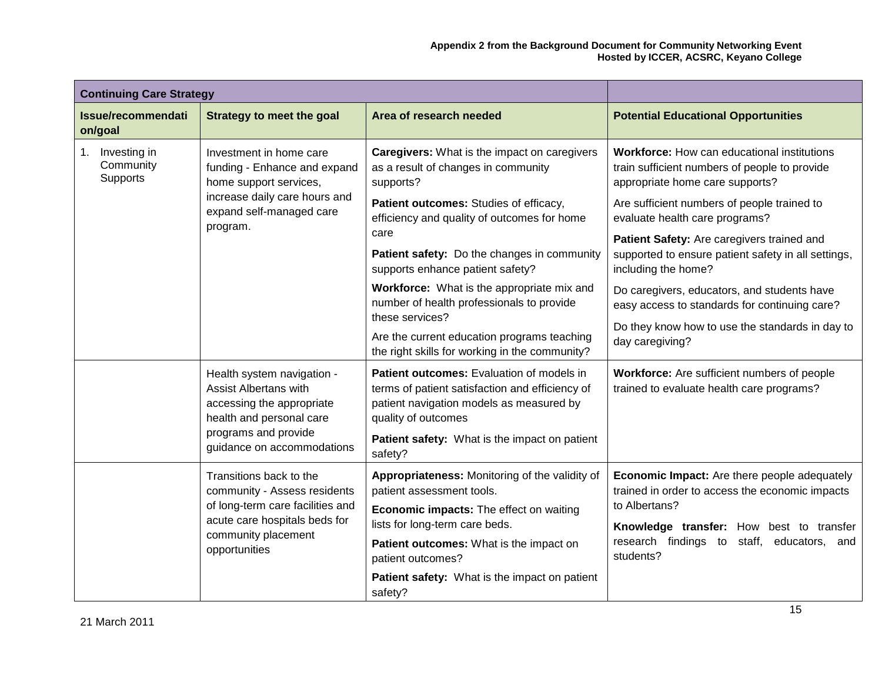| Continuing Care Strategy | | | |
|---|---|---|---|
| **Issue/recommendation/goal** | **Strategy to meet the goal** | **Area of research needed** | **Potential Educational Opportunities** |
| 1. Investing in Community Supports | Investment in home care funding - Enhance and expand home support services, increase daily care hours and expand self-managed care program. | **Caregivers:** What is the impact on caregivers as a result of changes in community supports?<br><br>**Patient outcomes:** Studies of efficacy, efficiency and quality of outcomes for home care<br><br>**Patient safety:** Do the changes in community supports enhance patient safety?<br><br>**Workforce:** What is the appropriate mix and number of health professionals to provide these services?<br><br>Are the current education programs teaching the right skills for working in the community? | **Workforce:** How can educational institutions train sufficient numbers of people to provide appropriate home care supports?<br><br>Are sufficient numbers of people trained to evaluate health care programs?<br><br>**Patient Safety:** Are caregivers trained and supported to ensure patient safety in all settings, including the home?<br><br>Do caregivers, educators, and students have easy access to standards for continuing care?<br><br>Do they know how to use the standards in day to day caregiving? |
| | Health system navigation - Assist Albertans with accessing the appropriate health and personal care programs and provide guidance on accommodations | **Patient outcomes:** Evaluation of models in terms of patient satisfaction and efficiency of patient navigation models as measured by quality of outcomes<br><br>**Patient safety:** What is the impact on patient safety? | **Workforce:** Are sufficient numbers of people trained to evaluate health care programs? |
| | Transitions back to the community - Assess residents of long-term care facilities and acute care hospitals beds for community placement opportunities | **Appropriateness:** Monitoring of the validity of patient assessment tools.<br><br>**Economic impacts:** The effect on waiting lists for long-term care beds.<br><br>**Patient outcomes:** What is the impact on patient outcomes?<br><br>**Patient safety:** What is the impact on patient safety? | **Economic Impact:** Are there people adequately trained in order to access the economic impacts to Albertans?<br><br>**Knowledge transfer:** How best to transfer research findings to staff, educators, and students? |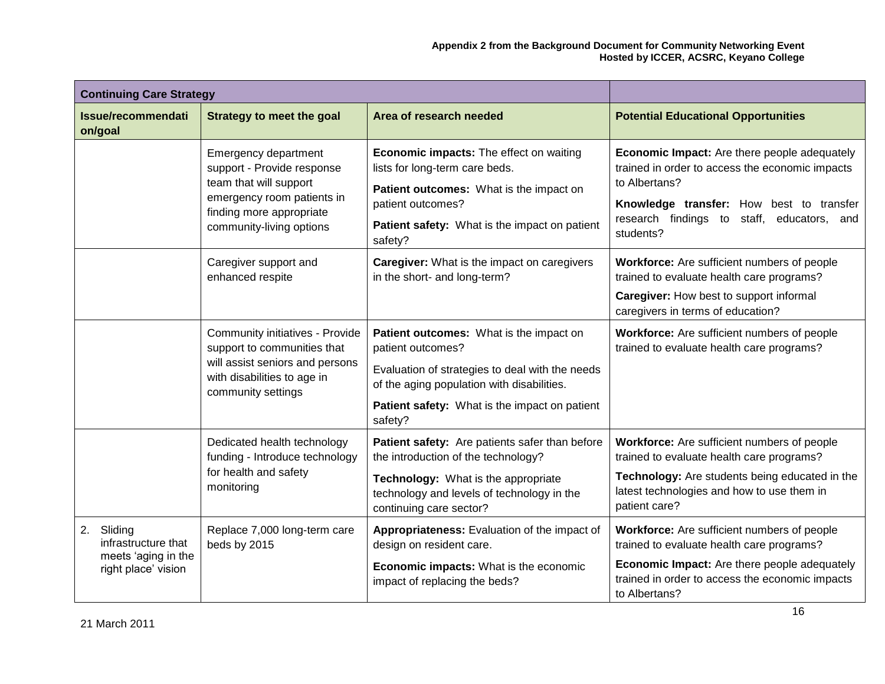| Continuing Care Strategy | | | |
|---|---|---|---|
| **Issue/recommendation/goal** | **Strategy to meet the goal** | **Area of research needed** | **Potential Educational Opportunities** |
| | Emergency department support - Provide response team that will support emergency room patients in finding more appropriate community-living options | **Economic impacts:** The effect on waiting lists for long-term care beds.<br>**Patient outcomes:** What is the impact on patient outcomes?<br>**Patient safety:** What is the impact on patient safety? | **Economic Impact:** Are there people adequately trained in order to access the economic impacts to Albertans?<br>**Knowledge transfer:** How best to transfer research findings to staff, educators, and students? |
| | Caregiver support and enhanced respite | **Caregiver:** What is the impact on caregivers in the short- and long-term? | **Workforce:** Are sufficient numbers of people trained to evaluate health care programs?<br>**Caregiver:** How best to support informal caregivers in terms of education? |
| | Community initiatives - Provide support to communities that will assist seniors and persons with disabilities to age in community settings | **Patient outcomes:** What is the impact on patient outcomes?<br>Evaluation of strategies to deal with the needs of the aging population with disabilities.<br>**Patient safety:** What is the impact on patient safety? | **Workforce:** Are sufficient numbers of people trained to evaluate health care programs? |
| | Dedicated health technology funding - Introduce technology for health and safety monitoring | **Patient safety:** Are patients safer than before the introduction of the technology?<br>**Technology:** What is the appropriate technology and levels of technology in the continuing care sector? | **Workforce:** Are sufficient numbers of people trained to evaluate health care programs?<br>**Technology:** Are students being educated in the latest technologies and how to use them in patient care? |
| 2. Sliding infrastructure that meets 'aging in the right place' vision | Replace 7,000 long-term care beds by 2015 | **Appropriateness:** Evaluation of the impact of design on resident care.<br>**Economic impacts:** What is the economic impact of replacing the beds? | **Workforce:** Are sufficient numbers of people trained to evaluate health care programs?<br>**Economic Impact:** Are there people adequately trained in order to access the economic impacts to Albertans? |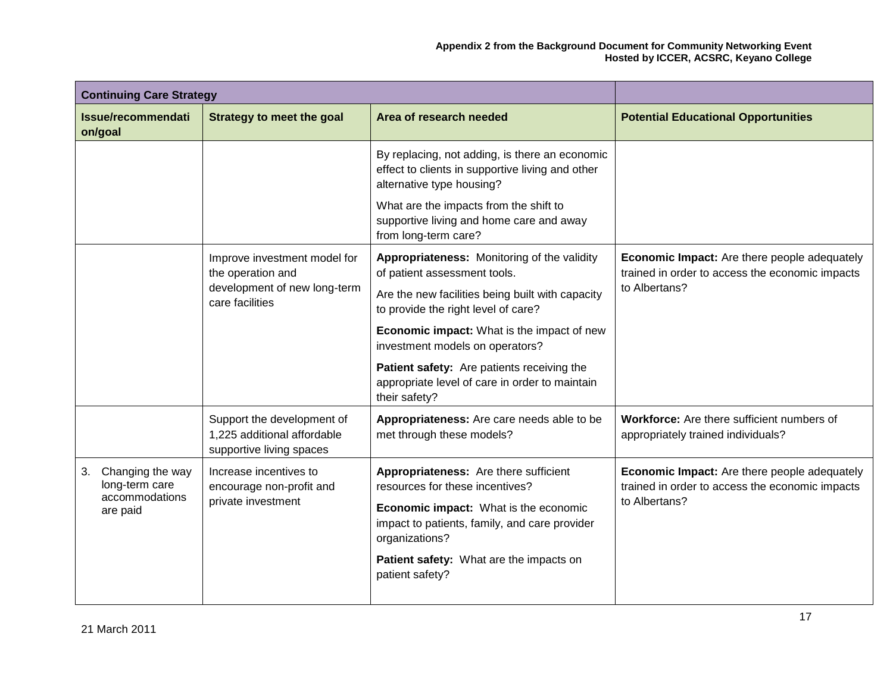| Continuing Care Strategy | | | |
|---|---|---|---|
| **Issue/recommendation/goal** | **Strategy to meet the goal** | **Area of research needed** | **Potential Educational Opportunities** |
| | | By replacing, not adding, is there an economic effect to clients in supportive living and other alternative type housing?<br><br>What are the impacts from the shift to supportive living and home care and away from long-term care? | |
| | Improve investment model for the operation and development of new long-term care facilities | **Appropriateness:** Monitoring of the validity of patient assessment tools.<br><br>Are the new facilities being built with capacity to provide the right level of care?<br><br>**Economic impact:** What is the impact of new investment models on operators?<br><br>**Patient safety:** Are patients receiving the appropriate level of care in order to maintain their safety? | **Economic Impact:** Are there people adequately trained in order to access the economic impacts to Albertans? |
| | Support the development of 1,225 additional affordable supportive living spaces | **Appropriateness:** Are care needs able to be met through these models? | **Workforce:** Are there sufficient numbers of appropriately trained individuals? |
| 3. Changing the way long-term care accommodations are paid | Increase incentives to encourage non-profit and private investment | **Appropriateness:** Are there sufficient resources for these incentives?<br><br>**Economic impact:** What is the economic impact to patients, family, and care provider organizations?<br><br>**Patient safety:** What are the impacts on patient safety? | **Economic Impact:** Are there people adequately trained in order to access the economic impacts to Albertans? |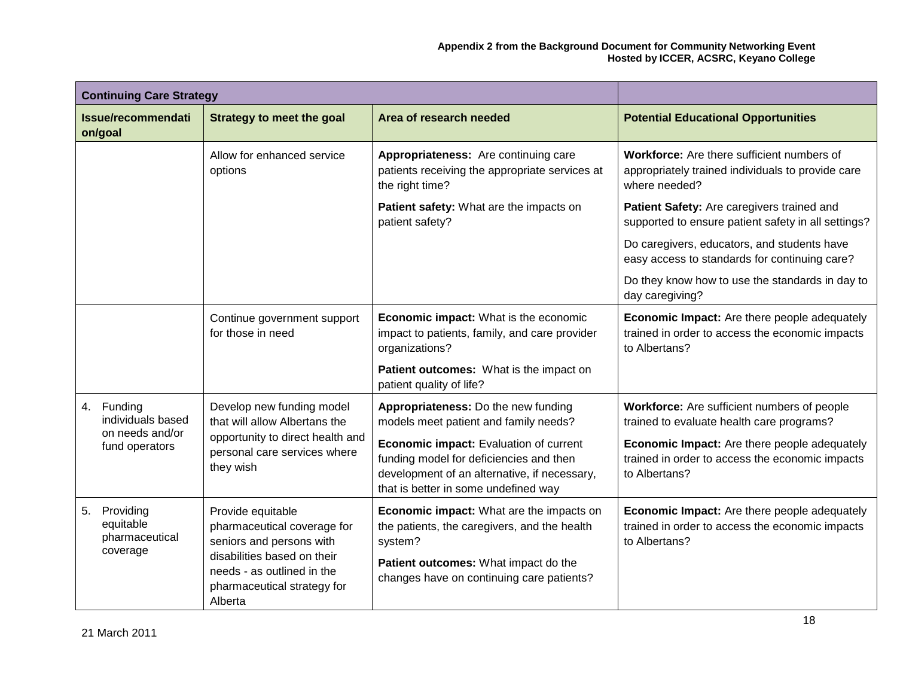| Continuing Care Strategy | | | |
|---|---|---|---|
| **Issue/recommendation/goal** | **Strategy to meet the goal** | **Area of research needed** | **Potential Educational Opportunities** |
| | Allow for enhanced service options | **Appropriateness:** Are continuing care patients receiving the appropriate services at the right time?<br><br>**Patient safety:** What are the impacts on patient safety? | **Workforce:** Are there sufficient numbers of appropriately trained individuals to provide care where needed?<br><br>**Patient Safety:** Are caregivers trained and supported to ensure patient safety in all settings?<br><br>Do caregivers, educators, and students have easy access to standards for continuing care?<br><br>Do they know how to use the standards in day to day caregiving? |
| | Continue government support for those in need | **Economic impact:** What is the economic impact to patients, family, and care provider organizations?<br><br>**Patient outcomes:** What is the impact on patient quality of life? | **Economic Impact:** Are there people adequately trained in order to access the economic impacts to Albertans? |
| 4. Funding individuals based on needs and/or fund operators | Develop new funding model that will allow Albertans the opportunity to direct health and personal care services where they wish | **Appropriateness:** Do the new funding models meet patient and family needs?<br><br>**Economic impact:** Evaluation of current funding model for deficiencies and then development of an alternative, if necessary, that is better in some undefined way | **Workforce:** Are sufficient numbers of people trained to evaluate health care programs?<br><br>**Economic Impact:** Are there people adequately trained in order to access the economic impacts to Albertans? |
| 5. Providing equitable pharmaceutical coverage | Provide equitable pharmaceutical coverage for seniors and persons with disabilities based on their needs - as outlined in the pharmaceutical strategy for Alberta | **Economic impact:** What are the impacts on the patients, the caregivers, and the health system?<br><br>**Patient outcomes:** What impact do the changes have on continuing care patients? | **Economic Impact:** Are there people adequately trained in order to access the economic impacts to Albertans? |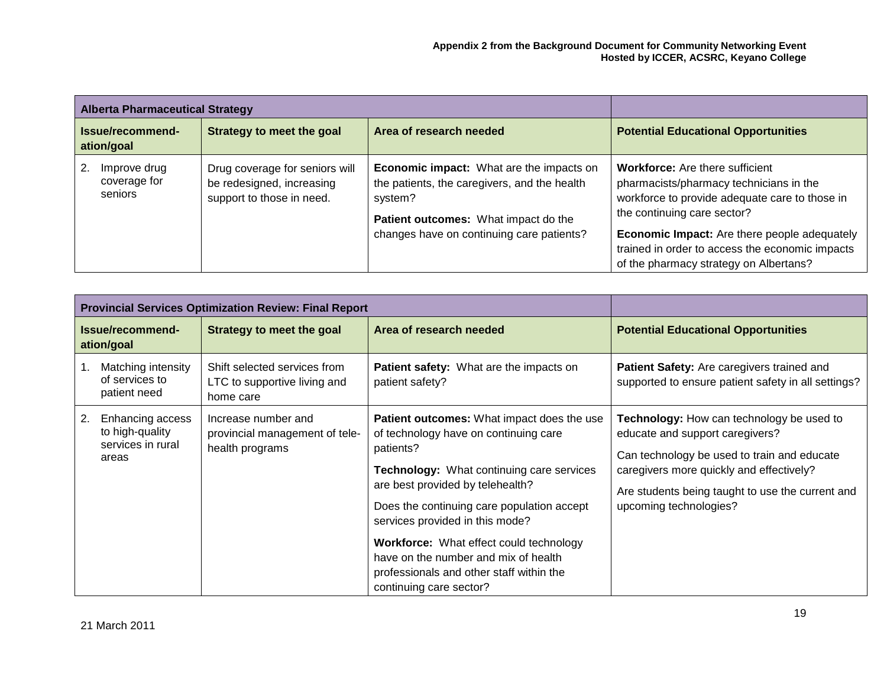| Alberta Pharmaceutical Strategy | | | |
|---|---|---|---|
| **Issue/recommend-ation/goal** | **Strategy to meet the goal** | **Area of research needed** | **Potential Educational Opportunities** |
| 2. Improve drug coverage for seniors | Drug coverage for seniors will be redesigned, increasing support to those in need. | **Economic impact:** What are the impacts on the patients, the caregivers, and the health system?<br>**Patient outcomes:** What impact do the changes have on continuing care patients? | **Workforce:** Are there sufficient pharmacists/pharmacy technicians in the workforce to provide adequate care to those in the continuing care sector?<br>**Economic Impact:** Are there people adequately trained in order to access the economic impacts of the pharmacy strategy on Albertans? |

| Provincial Services Optimization Review: Final Report | | | |
|---|---|---|---|
| **Issue/recommend-ation/goal** | **Strategy to meet the goal** | **Area of research needed** | **Potential Educational Opportunities** |
| 1. Matching intensity of services to patient need | Shift selected services from LTC to supportive living and home care | **Patient safety:** What are the impacts on patient safety? | **Patient Safety:** Are caregivers trained and supported to ensure patient safety in all settings? |
| 2. Enhancing access to high-quality services in rural areas | Increase number and provincial management of tele-health programs | **Patient outcomes:** What impact does the use of technology have on continuing care patients?<br>**Technology:** What continuing care services are best provided by telehealth?<br>Does the continuing care population accept services provided in this mode?<br>**Workforce:** What effect could technology have on the number and mix of health professionals and other staff within the continuing care sector? | **Technology:** How can technology be used to educate and support caregivers?<br>Can technology be used to train and educate caregivers more quickly and effectively?<br>Are students being taught to use the current and upcoming technologies? |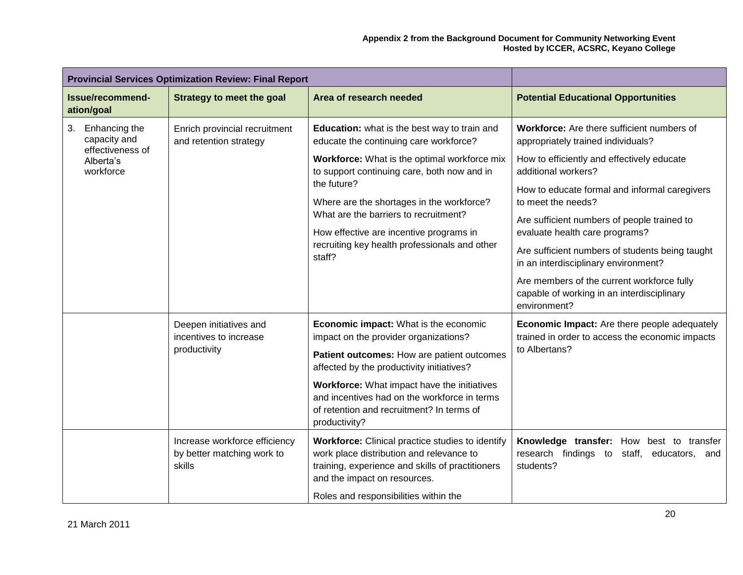| Provincial Services Optimization Review: Final Report | | | |
|---|---|---|---|
| **Issue/recommend-ation/goal** | **Strategy to meet the goal** | **Area of research needed** | **Potential Educational Opportunities** |
| 3. Enhancing the capacity and effectiveness of Alberta's workforce | Enrich provincial recruitment and retention strategy | **Education:** what is the best way to train and educate the continuing care workforce?<br><br>**Workforce:** What is the optimal workforce mix to support continuing care, both now and in the future?<br><br>Where are the shortages in the workforce? What are the barriers to recruitment?<br><br>How effective are incentive programs in recruiting key health professionals and other staff? | **Workforce:** Are there sufficient numbers of appropriately trained individuals?<br><br>How to efficiently and effectively educate additional workers?<br><br>How to educate formal and informal caregivers to meet the needs?<br><br>Are sufficient numbers of people trained to evaluate health care programs?<br><br>Are sufficient numbers of students being taught in an interdisciplinary environment?<br><br>Are members of the current workforce fully capable of working in an interdisciplinary environment? |
| | Deepen initiatives and incentives to increase productivity | **Economic impact:** What is the economic impact on the provider organizations?<br><br>**Patient outcomes:** How are patient outcomes affected by the productivity initiatives?<br><br>**Workforce:** What impact have the initiatives and incentives had on the workforce in terms of retention and recruitment? In terms of productivity? | **Economic Impact:** Are there people adequately trained in order to access the economic impacts to Albertans? |
| | Increase workforce efficiency by better matching work to skills | **Workforce:** Clinical practice studies to identify work place distribution and relevance to training, experience and skills of practitioners and the impact on resources.<br><br>Roles and responsibilities within the | **Knowledge transfer:** How best to transfer research findings to staff, educators, and students? |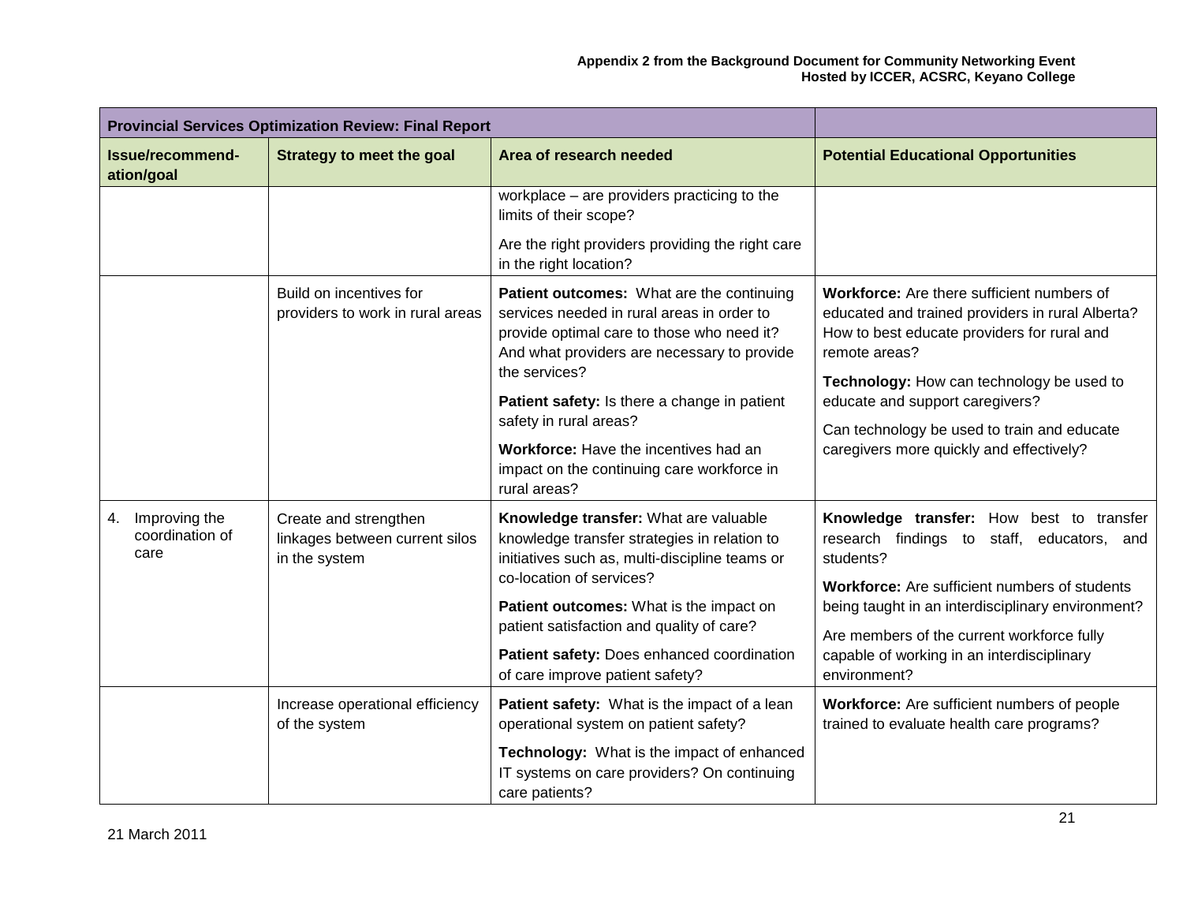| Provincial Services Optimization Review: Final Report | | | |
|---|---|---|---|
| **Issue/recommend-ation/goal** | **Strategy to meet the goal** | **Area of research needed** | **Potential Educational Opportunities** |
| | | workplace – are providers practicing to the limits of their scope?<br><br>Are the right providers providing the right care in the right location? | |
| | Build on incentives for providers to work in rural areas | **Patient outcomes:** What are the continuing services needed in rural areas in order to provide optimal care to those who need it? And what providers are necessary to provide the services?<br><br>**Patient safety:** Is there a change in patient safety in rural areas?<br><br>**Workforce:** Have the incentives had an impact on the continuing care workforce in rural areas? | **Workforce:** Are there sufficient numbers of educated and trained providers in rural Alberta? How to best educate providers for rural and remote areas?<br><br>**Technology:** How can technology be used to educate and support caregivers?<br><br>Can technology be used to train and educate caregivers more quickly and effectively? |
| 4. Improving the coordination of care | Create and strengthen linkages between current silos in the system | **Knowledge transfer:** What are valuable knowledge transfer strategies in relation to initiatives such as, multi-discipline teams or co-location of services?<br><br>**Patient outcomes:** What is the impact on patient satisfaction and quality of care?<br><br>**Patient safety:** Does enhanced coordination of care improve patient safety? | **Knowledge transfer:** How best to transfer research findings to staff, educators, and students?<br><br>**Workforce:** Are sufficient numbers of students being taught in an interdisciplinary environment?<br><br>Are members of the current workforce fully capable of working in an interdisciplinary environment? |
| | Increase operational efficiency of the system | **Patient safety:** What is the impact of a lean operational system on patient safety?<br><br>**Technology:** What is the impact of enhanced IT systems on care providers? On continuing care patients? | **Workforce:** Are sufficient numbers of people trained to evaluate health care programs? |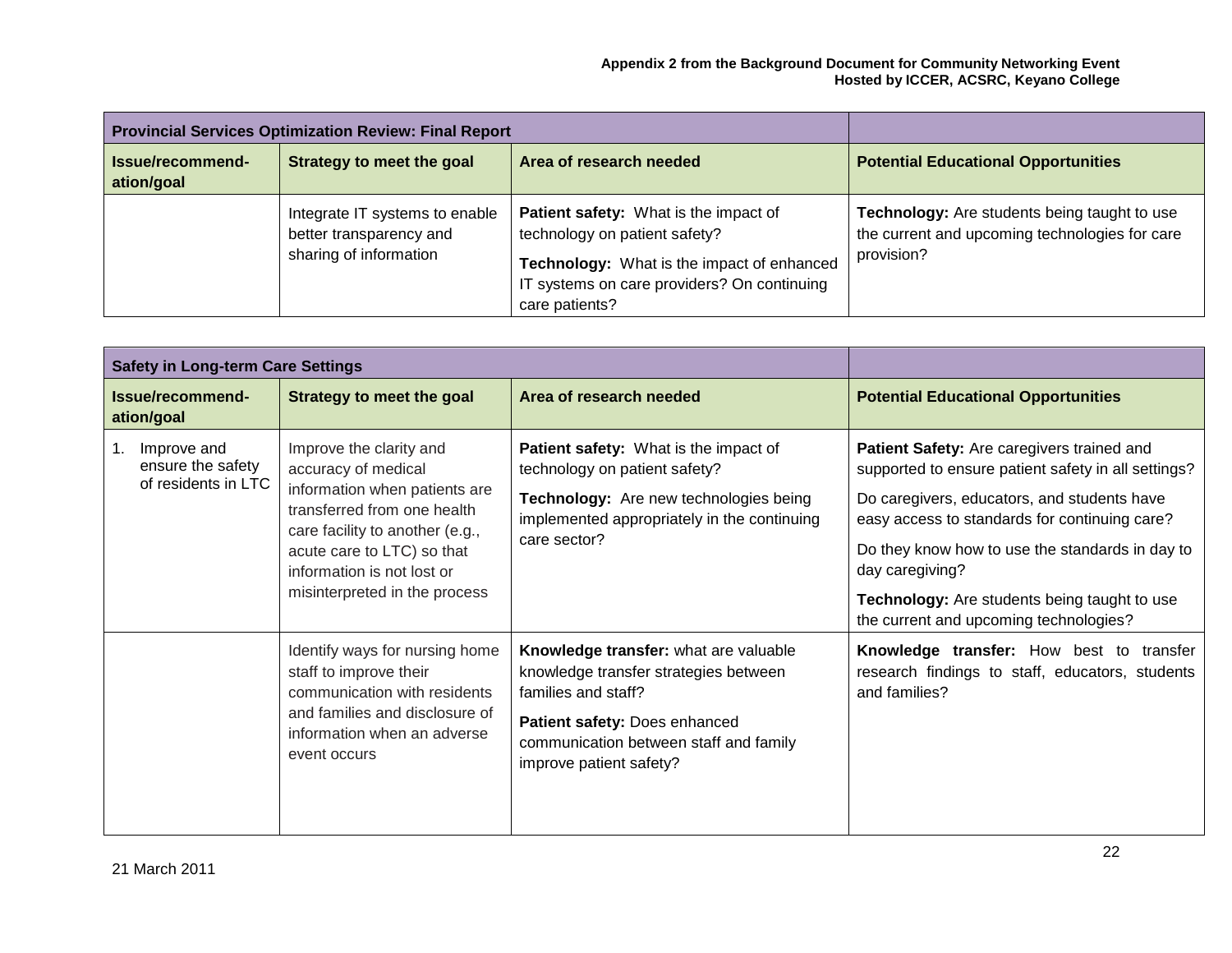| Provincial Services Optimization Review: Final Report | | | |
|---|---|---|---|
| **Issue/recommend-ation/goal** | **Strategy to meet the goal** | **Area of research needed** | **Potential Educational Opportunities** |
| | Integrate IT systems to enable better transparency and sharing of information | **Patient safety:** What is the impact of technology on patient safety?<br>**Technology:** What is the impact of enhanced IT systems on care providers? On continuing care patients? | **Technology:** Are students being taught to use the current and upcoming technologies for care provision? |

| Safety in Long-term Care Settings | | | |
|---|---|---|---|
| **Issue/recommend-ation/goal** | **Strategy to meet the goal** | **Area of research needed** | **Potential Educational Opportunities** |
| 1. Improve and ensure the safety of residents in LTC | Improve the clarity and accuracy of medical information when patients are transferred from one health care facility to another (e.g., acute care to LTC) so that information is not lost or misinterpreted in the process | **Patient safety:** What is the impact of technology on patient safety?<br>**Technology:** Are new technologies being implemented appropriately in the continuing care sector? | **Patient Safety:** Are caregivers trained and supported to ensure patient safety in all settings?<br>Do caregivers, educators, and students have easy access to standards for continuing care?<br>Do they know how to use the standards in day to day caregiving?<br>**Technology:** Are students being taught to use the current and upcoming technologies? |
| | Identify ways for nursing home staff to improve their communication with residents and families and disclosure of information when an adverse event occurs | **Knowledge transfer:** what are valuable knowledge transfer strategies between families and staff?<br>**Patient safety:** Does enhanced communication between staff and family improve patient safety? | **Knowledge transfer:** How best to transfer research findings to staff, educators, students and families? |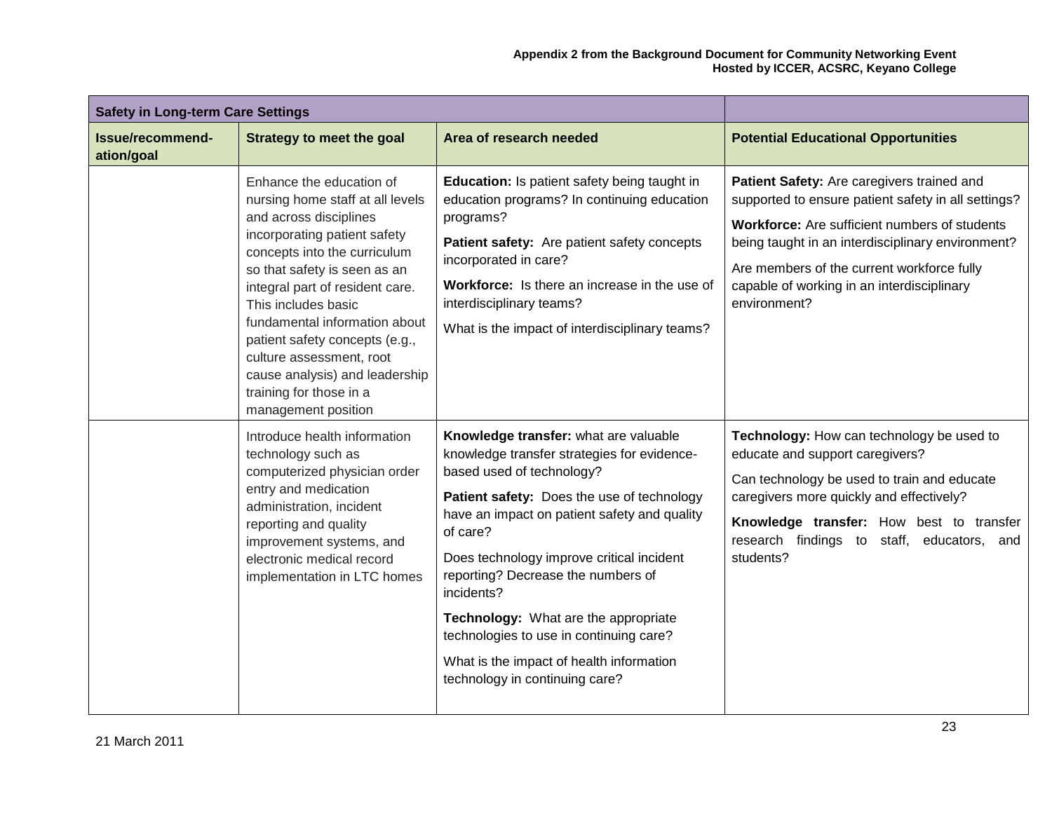| Safety in Long-term Care Settings | | | |
|---|---|---|---|
| **Issue/recommend-ation/goal** | **Strategy to meet the goal** | **Area of research needed** | **Potential Educational Opportunities** |
| | Enhance the education of nursing home staff at all levels and across disciplines incorporating patient safety concepts into the curriculum so that safety is seen as an integral part of resident care. This includes basic fundamental information about patient safety concepts (e.g., culture assessment, root cause analysis) and leadership training for those in a management position | **Education:** Is patient safety being taught in education programs? In continuing education programs?<br><br>**Patient safety:** Are patient safety concepts incorporated in care?<br><br>**Workforce:** Is there an increase in the use of interdisciplinary teams?<br><br>What is the impact of interdisciplinary teams? | **Patient Safety:** Are caregivers trained and supported to ensure patient safety in all settings?<br><br>**Workforce:** Are sufficient numbers of students being taught in an interdisciplinary environment?<br><br>Are members of the current workforce fully capable of working in an interdisciplinary environment? |
| | Introduce health information technology such as computerized physician order entry and medication administration, incident reporting and quality improvement systems, and electronic medical record implementation in LTC homes | **Knowledge transfer:** what are valuable knowledge transfer strategies for evidence-based used of technology?<br><br>**Patient safety:** Does the use of technology have an impact on patient safety and quality of care?<br><br>Does technology improve critical incident reporting? Decrease the numbers of incidents?<br><br>**Technology:** What are the appropriate technologies to use in continuing care?<br><br>What is the impact of health information technology in continuing care? | **Technology:** How can technology be used to educate and support caregivers?<br><br>Can technology be used to train and educate caregivers more quickly and effectively?<br><br>**Knowledge transfer:** How best to transfer research findings to staff, educators, and students? |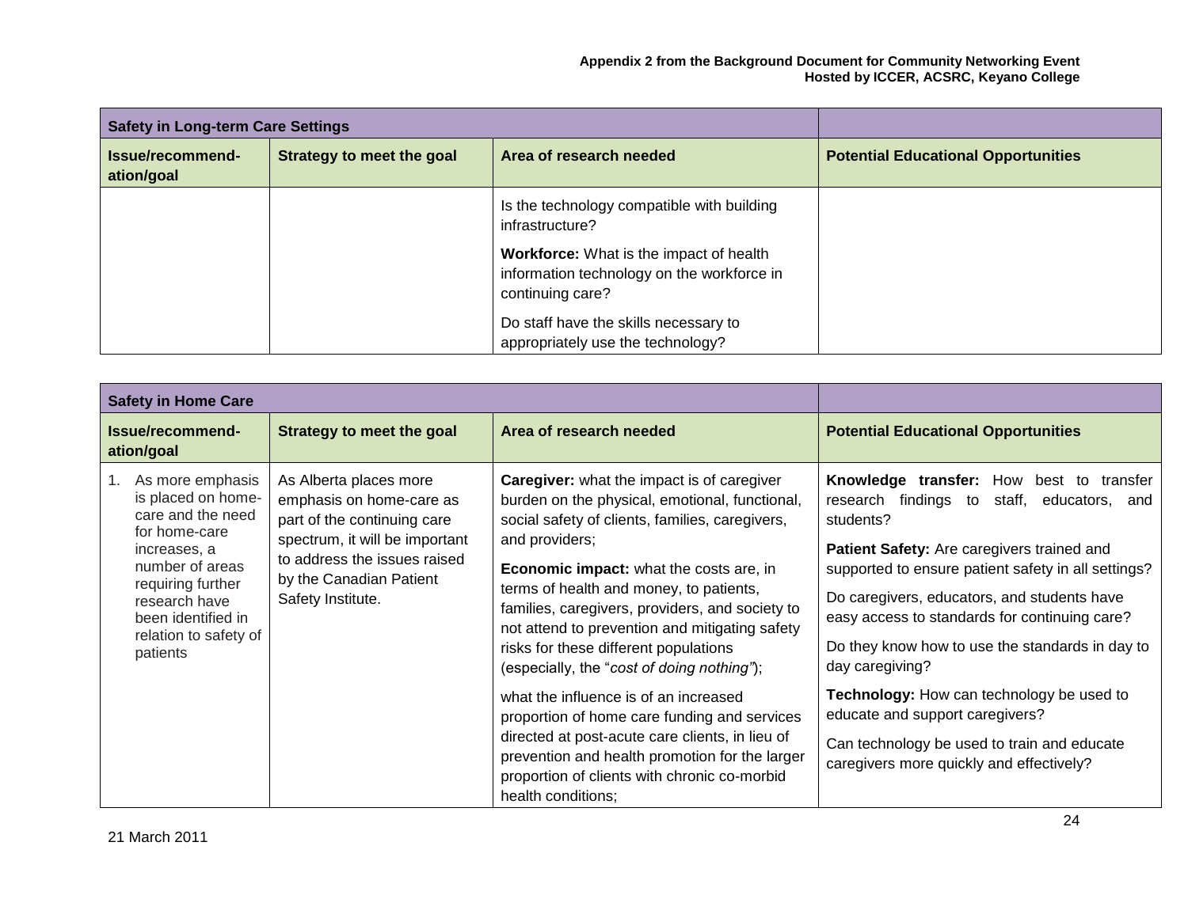| Safety in Long-term Care Settings | | | |
|---|---|---|---|
| **Issue/recommend-ation/goal** | **Strategy to meet the goal** | **Area of research needed** | **Potential Educational Opportunities** |
| | | Is the technology compatible with building infrastructure?<br><br>**Workforce:** What is the impact of health information technology on the workforce in continuing care?<br><br>Do staff have the skills necessary to appropriately use the technology? | |

| Safety in Home Care | | | |
|---|---|---|---|
| **Issue/recommend-ation/goal** | **Strategy to meet the goal** | **Area of research needed** | **Potential Educational Opportunities** |
| 1. As more emphasis is placed on home-care and the need for home-care increases, a number of areas requiring further research have been identified in relation to safety of patients | As Alberta places more emphasis on home-care as part of the continuing care spectrum, it will be important to address the issues raised by the Canadian Patient Safety Institute. | **Caregiver:** what the impact is of caregiver burden on the physical, emotional, functional, social safety of clients, families, caregivers, and providers;<br><br>**Economic impact:** what the costs are, in terms of health and money, to patients, families, caregivers, providers, and society to not attend to prevention and mitigating safety risks for these different populations (especially, the "*cost of doing nothing"*);<br><br>what the influence is of an increased proportion of home care funding and services directed at post-acute care clients, in lieu of prevention and health promotion for the larger proportion of clients with chronic co-morbid health conditions; | **Knowledge transfer:** How best to transfer research findings to staff, educators, and students?<br><br>**Patient Safety:** Are caregivers trained and supported to ensure patient safety in all settings?<br><br>Do caregivers, educators, and students have easy access to standards for continuing care?<br><br>Do they know how to use the standards in day to day caregiving?<br><br>**Technology:** How can technology be used to educate and support caregivers?<br><br>Can technology be used to train and educate caregivers more quickly and effectively? |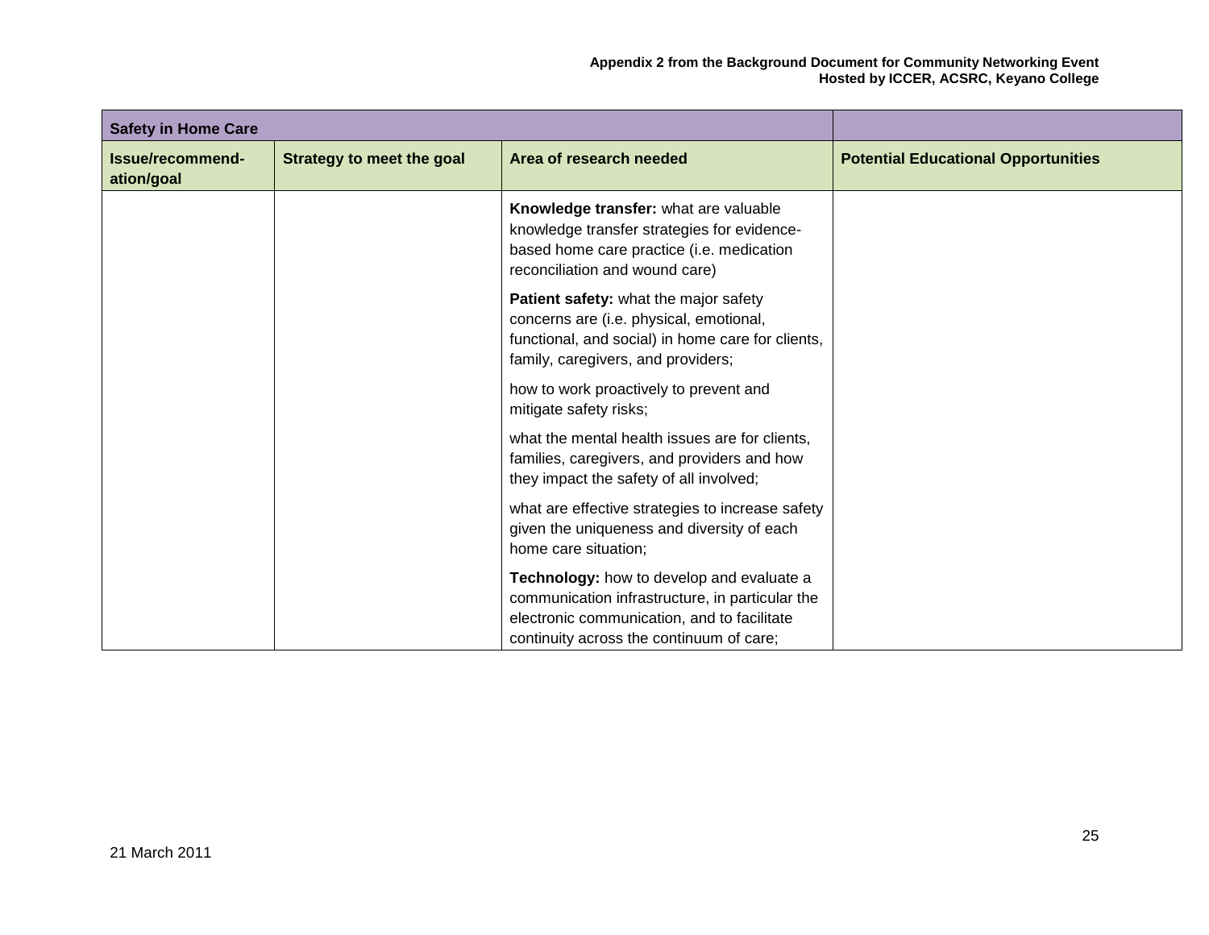| Safety in Home Care | | | |
|---|---|---|---|
| **Issue/recommend-ation/goal** | **Strategy to meet the goal** | **Area of research needed** | **Potential Educational Opportunities** |
| | | **Knowledge transfer:** what are valuable knowledge transfer strategies for evidence-based home care practice (i.e. medication reconciliation and wound care)<br><br>**Patient safety:** what the major safety concerns are (i.e. physical, emotional, functional, and social) in home care for clients, family, caregivers, and providers;<br><br>how to work proactively to prevent and mitigate safety risks;<br><br>what the mental health issues are for clients, families, caregivers, and providers and how they impact the safety of all involved;<br><br>what are effective strategies to increase safety given the uniqueness and diversity of each home care situation;<br><br>**Technology:** how to develop and evaluate a communication infrastructure, in particular the electronic communication, and to facilitate continuity across the continuum of care; | |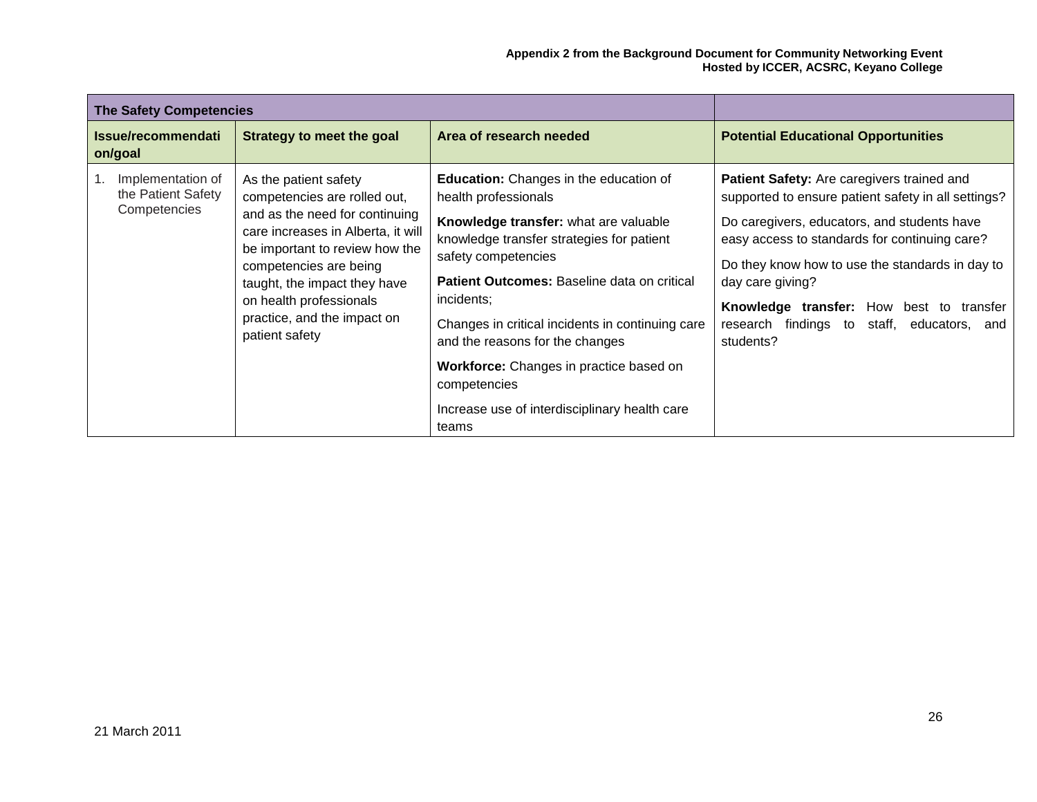| The Safety Competencies | | | |
|---|---|---|---|
| **Issue/recommendation/goal** | **Strategy to meet the goal** | **Area of research needed** | **Potential Educational Opportunities** |
| 1. Implementation of the Patient Safety Competencies | As the patient safety competencies are rolled out, and as the need for continuing care increases in Alberta, it will be important to review how the competencies are being taught, the impact they have on health professionals practice, and the impact on patient safety | **Education:** Changes in the education of health professionals<br><br>**Knowledge transfer:** what are valuable knowledge transfer strategies for patient safety competencies<br><br>**Patient Outcomes:** Baseline data on critical incidents;<br><br>Changes in critical incidents in continuing care and the reasons for the changes<br><br>**Workforce:** Changes in practice based on competencies<br><br>Increase use of interdisciplinary health care teams | **Patient Safety:** Are caregivers trained and supported to ensure patient safety in all settings?<br><br>Do caregivers, educators, and students have easy access to standards for continuing care?<br><br>Do they know how to use the standards in day to day care giving?<br><br>**Knowledge transfer:** How best to transfer research findings to staff, educators, and students? |